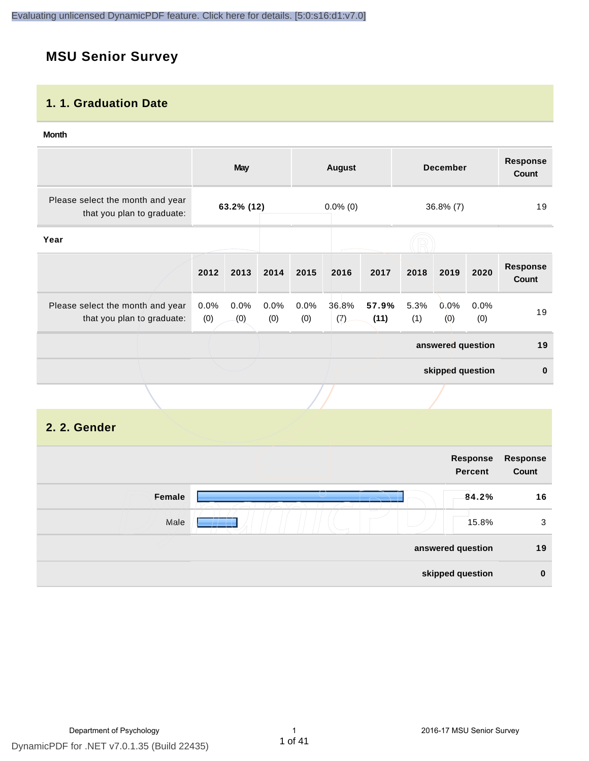# MSU Senior Survey

## 1. 1. Graduation Date

**Month**

| | May | August | December | Response Count |
|---|---|---|---|---|
| Please select the month and year that you plan to graduate: | **63.2% (12)** | 0.0% (0) | 36.8% (7) | 19 |

**Year**

| | 2012 | 2013 | 2014 | 2015 | 2016 | 2017 | 2018 | 2019 | 2020 | Response Count |
|---|---|---|---|---|---|---|---|---|---|---|
| Please select the month and year that you plan to graduate: | 0.0% (0) | 0.0% (0) | 0.0% (0) | 0.0% (0) | 36.8% (7) | **57.9% (11)** | 5.3% (1) | 0.0% (0) | 0.0% (0) | 19 |
| | | | | | | | | | **answered question** | **19** |
| | | | | | | | | | **skipped question** | **0** |

## 2. 2. Gender

| | Response Percent | Response Count |
|---|---|---|
| **Female** | **84.2%** | **16** |
| Male | 15.8% | 3 |
| **answered question** | | **19** |
| **skipped question** | | **0** |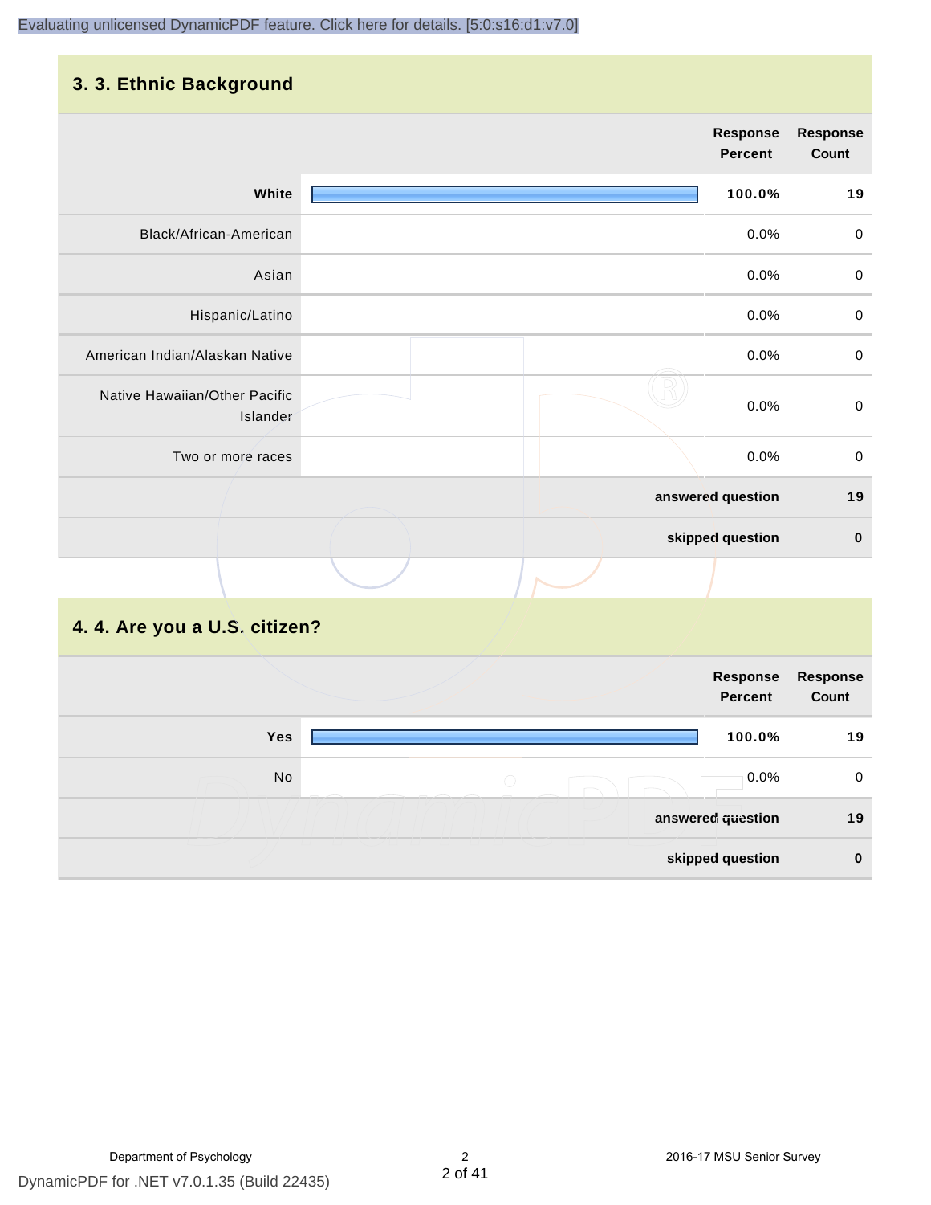## 3. 3. Ethnic Background

| | Response Percent | Response Count |
|---|---|---|
| **White** | **100.0%** | **19** |
| Black/African-American | 0.0% | 0 |
| Asian | 0.0% | 0 |
| Hispanic/Latino | 0.0% | 0 |
| American Indian/Alaskan Native | 0.0% | 0 |
| Native Hawaiian/Other Pacific Islander | 0.0% | 0 |
| Two or more races | 0.0% | 0 |
| | **answered question** | **19** |
| | **skipped question** | **0** |

## 4. 4. Are you a U.S. citizen?

| | Response Percent | Response Count |
|---|---|---|
| **Yes** | **100.0%** | **19** |
| No | 0.0% | 0 |
| | **answered question** | **19** |
| | **skipped question** | **0** |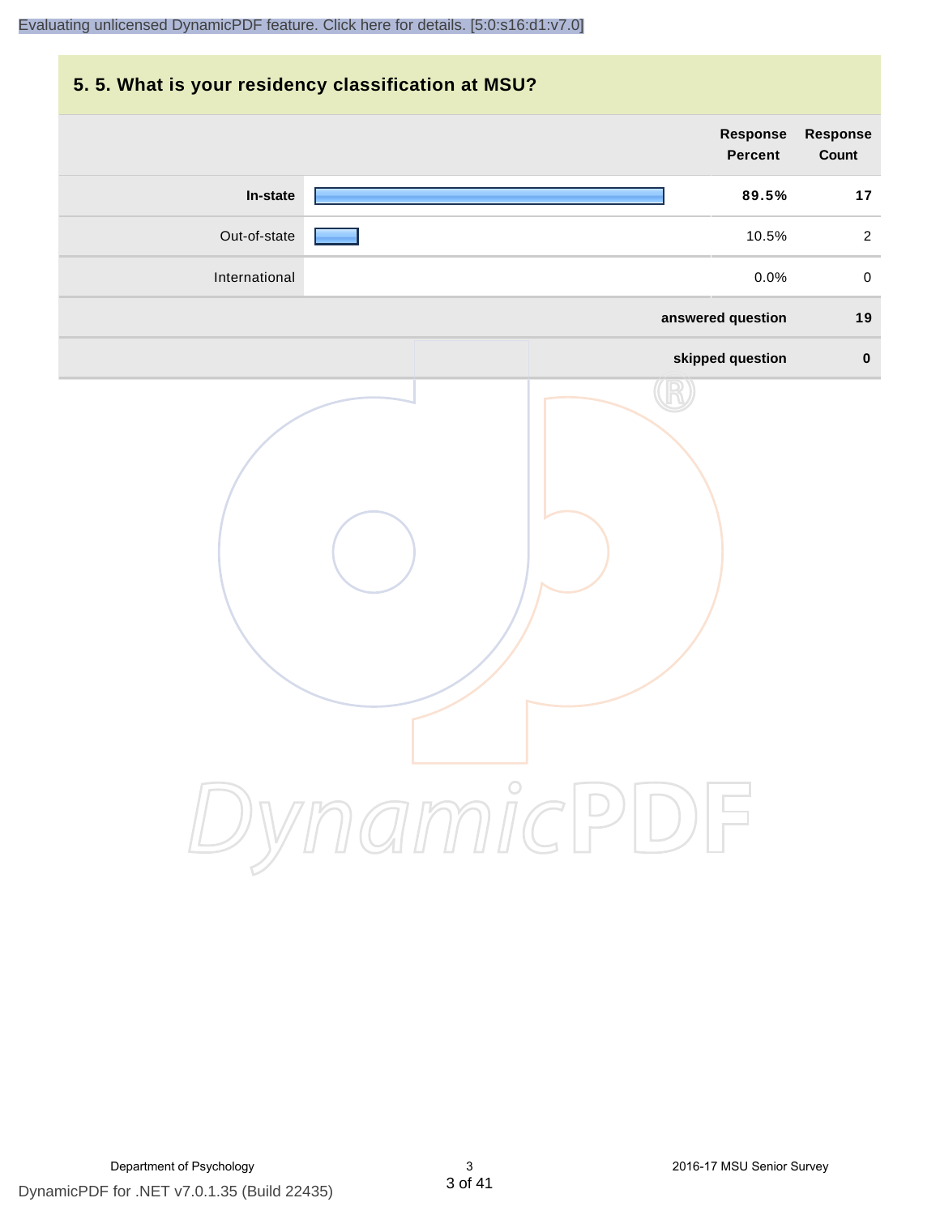## 5. 5. What is your residency classification at MSU?

| | Response Percent | Response Count |
|---|---|---|
| **In-state** | **89.5%** | **17** |
| Out-of-state | 10.5% | 2 |
| International | 0.0% | 0 |
| **answered question** | | **19** |
| **skipped question** | | **0** |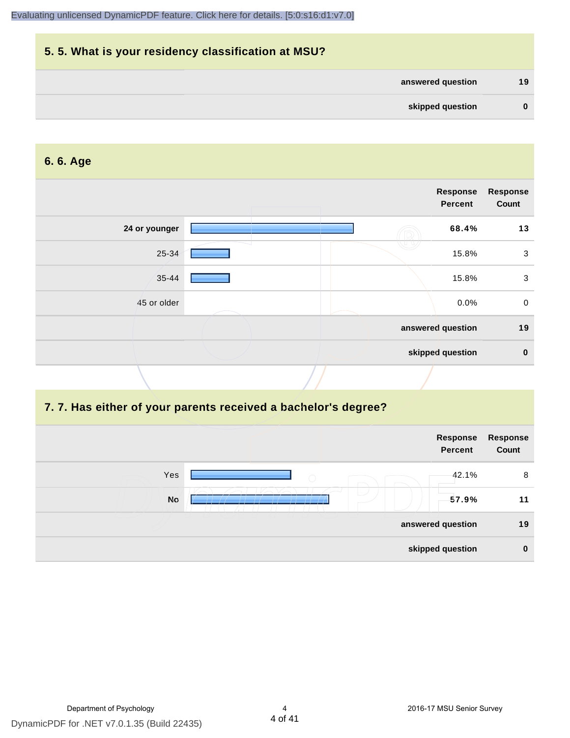## 5. 5. What is your residency classification at MSU?

| | |
|---|---|
| answered question | 19 |
| skipped question | 0 |

## 6. 6. Age

| | Response Percent | Response Count |
|---|---|---|
| **24 or younger** | **68.4%** | **13** |
| 25-34 | 15.8% | 3 |
| 35-44 | 15.8% | 3 |
| 45 or older | 0.0% | 0 |
| answered question | | 19 |
| skipped question | | 0 |

## 7. 7. Has either of your parents received a bachelor's degree?

| | Response Percent | Response Count |
|---|---|---|
| Yes | 42.1% | 8 |
| **No** | **57.9%** | **11** |
| answered question | | 19 |
| skipped question | | 0 |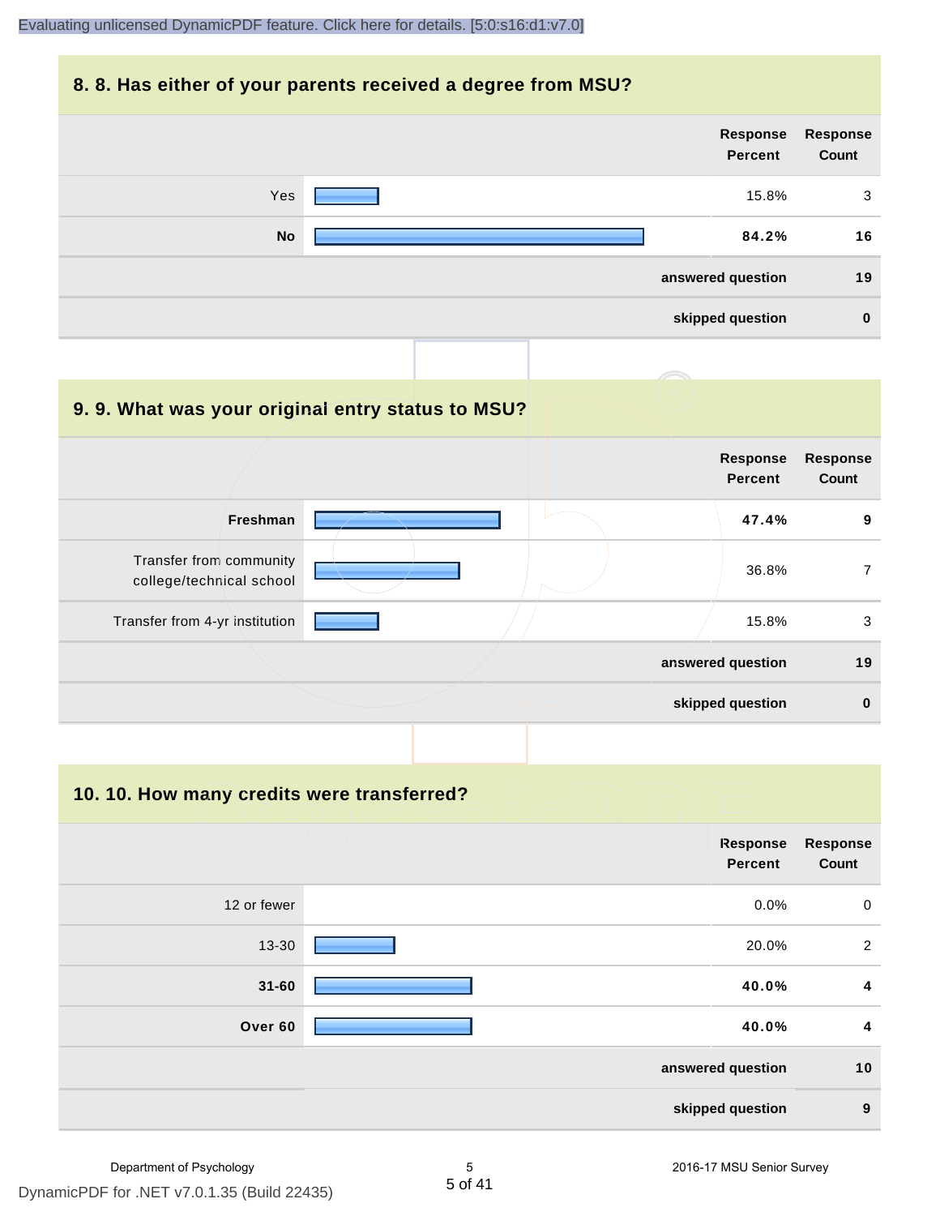## 8. 8. Has either of your parents received a degree from MSU?

| | Response Percent | Response Count |
|---|---|---|
| Yes | 15.8% | 3 |
| **No** | **84.2%** | **16** |
| | **answered question** | **19** |
| | **skipped question** | **0** |

## 9. 9. What was your original entry status to MSU?

| | Response Percent | Response Count |
|---|---|---|
| **Freshman** | **47.4%** | **9** |
| Transfer from community college/technical school | 36.8% | 7 |
| Transfer from 4-yr institution | 15.8% | 3 |
| | **answered question** | **19** |
| | **skipped question** | **0** |

## 10. 10. How many credits were transferred?

| | Response Percent | Response Count |
|---|---|---|
| 12 or fewer | 0.0% | 0 |
| 13-30 | 20.0% | 2 |
| **31-60** | **40.0%** | **4** |
| **Over 60** | **40.0%** | **4** |
| | **answered question** | **10** |
| | **skipped question** | **9** |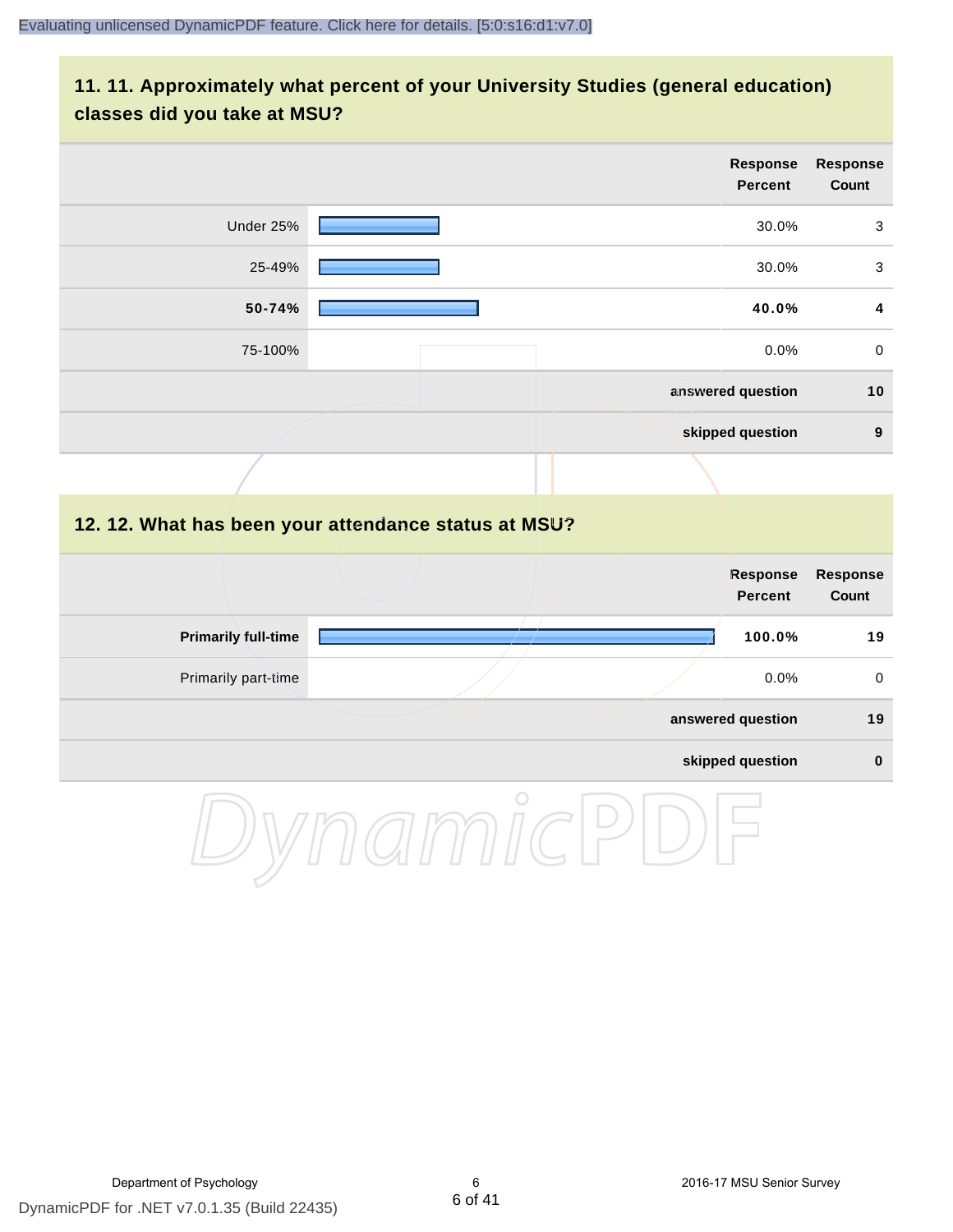## 11. 11. Approximately what percent of your University Studies (general education) classes did you take at MSU?

| | Response Percent | Response Count |
|---|---|---|
| Under 25% | 30.0% | 3 |
| 25-49% | 30.0% | 3 |
| **50-74%** | **40.0%** | **4** |
| 75-100% | 0.0% | 0 |
| | **answered question** | **10** |
| | **skipped question** | **9** |

## 12. 12. What has been your attendance status at MSU?

| | Response Percent | Response Count |
|---|---|---|
| **Primarily full-time** | **100.0%** | **19** |
| Primarily part-time | 0.0% | 0 |
| | **answered question** | **19** |
| | **skipped question** | **0** |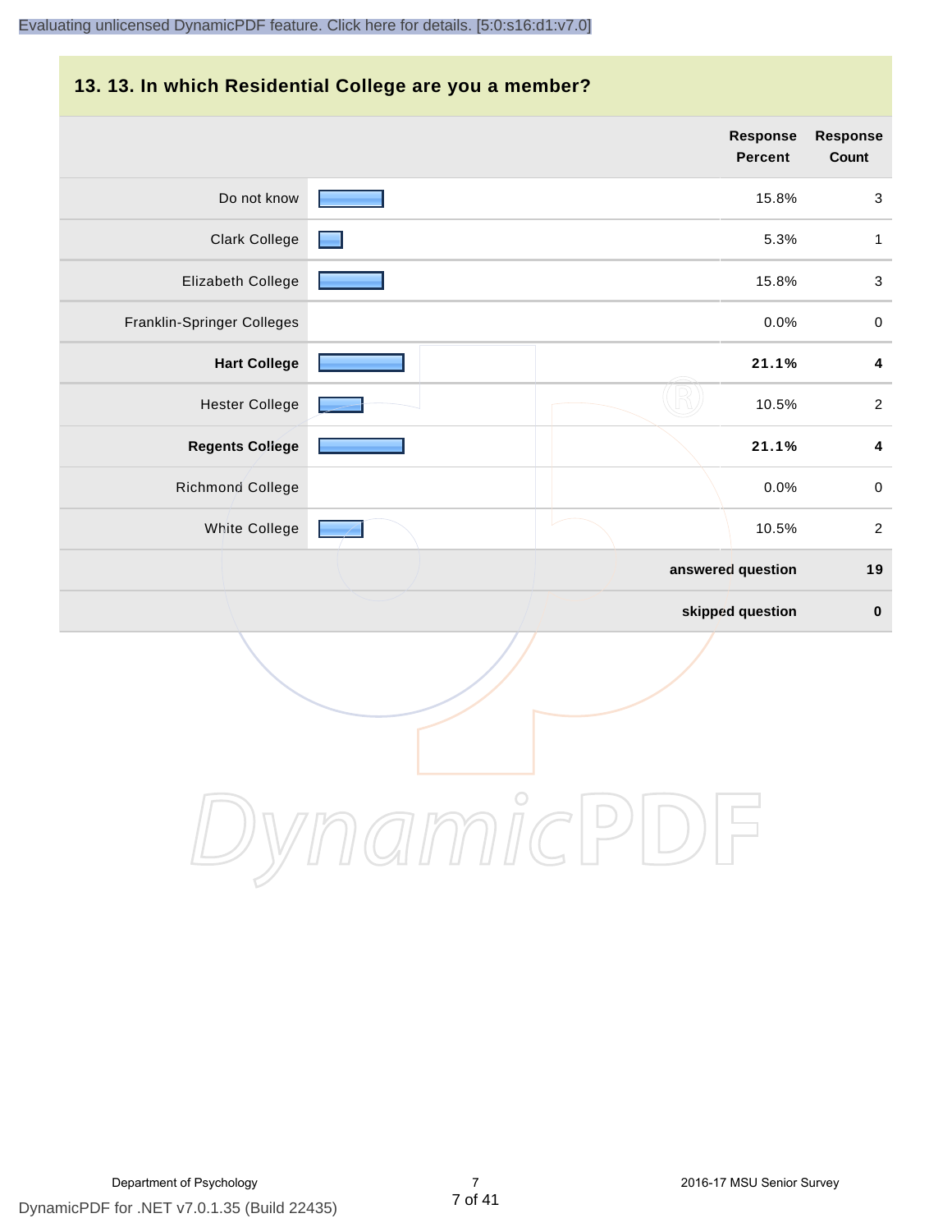## 13. 13. In which Residential College are you a member?

| | Response Percent | Response Count |
|---|---|---|
| Do not know | 15.8% | 3 |
| Clark College | 5.3% | 1 |
| Elizabeth College | 15.8% | 3 |
| Franklin-Springer Colleges | 0.0% | 0 |
| **Hart College** | **21.1%** | **4** |
| Hester College | 10.5% | 2 |
| **Regents College** | **21.1%** | **4** |
| Richmond College | 0.0% | 0 |
| White College | 10.5% | 2 |
| | **answered question** | **19** |
| | **skipped question** | **0** |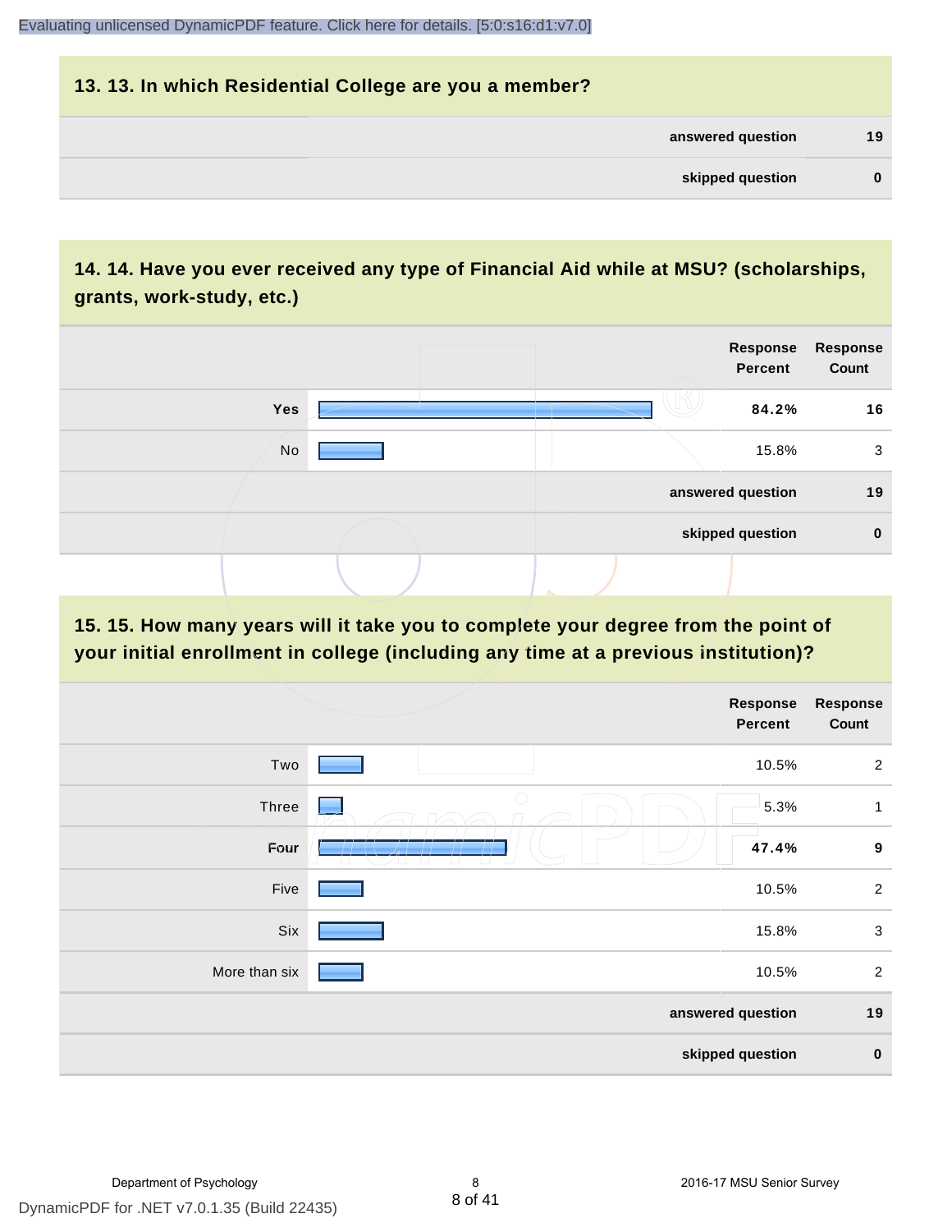## 13. 13. In which Residential College are you a member?

| | |
|---|---|
| answered question | 19 |
| skipped question | 0 |

## 14. 14. Have you ever received any type of Financial Aid while at MSU? (scholarships, grants, work-study, etc.)

| | Response Percent | Response Count |
|---|---|---|
| **Yes** | **84.2%** | **16** |
| No | 15.8% | 3 |
| answered question | | 19 |
| skipped question | | 0 |

## 15. 15. How many years will it take you to complete your degree from the point of your initial enrollment in college (including any time at a previous institution)?

| | Response Percent | Response Count |
|---|---|---|
| Two | 10.5% | 2 |
| Three | 5.3% | 1 |
| **Four** | **47.4%** | **9** |
| Five | 10.5% | 2 |
| Six | 15.8% | 3 |
| More than six | 10.5% | 2 |
| answered question | | 19 |
| skipped question | | 0 |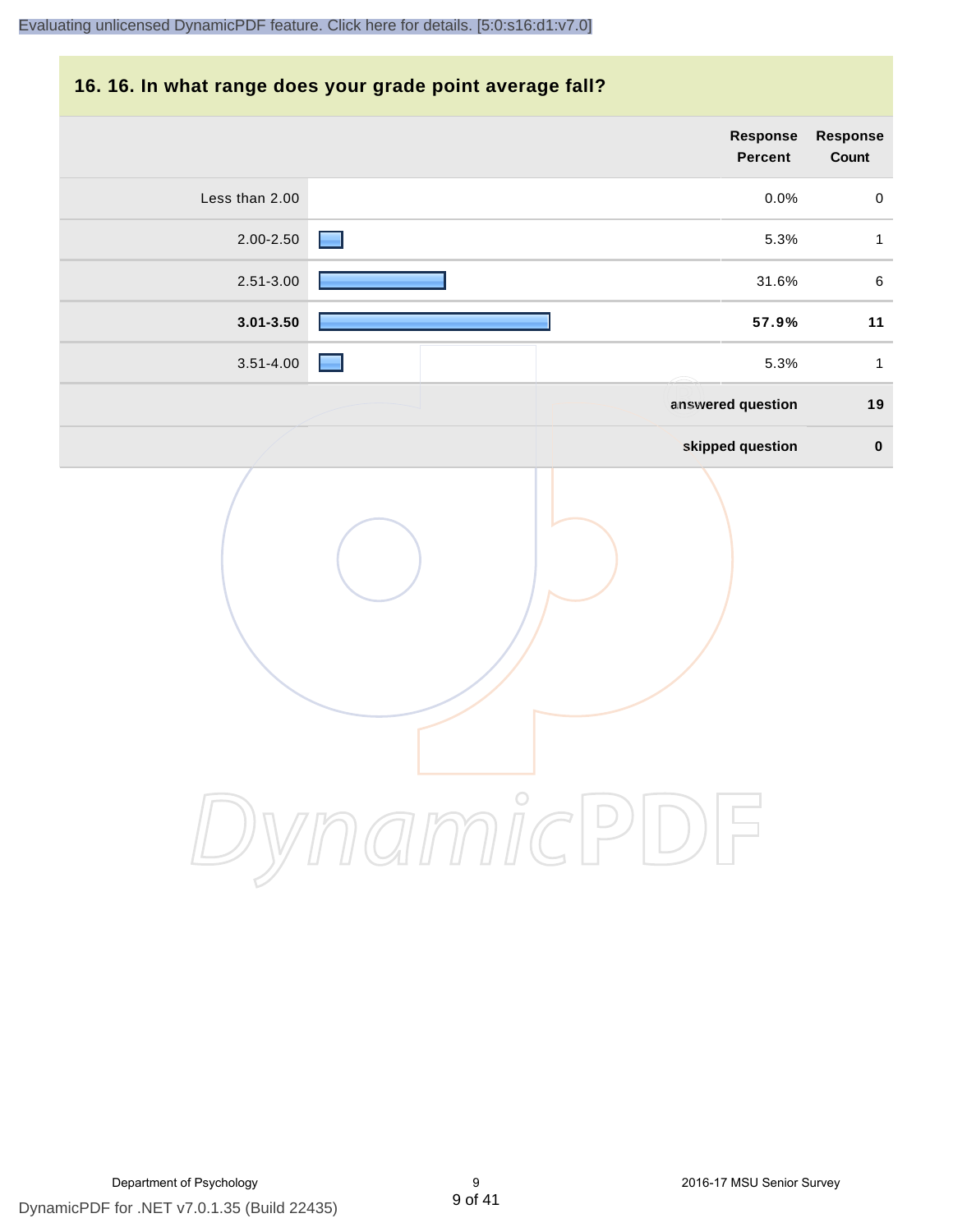## 16. 16. In what range does your grade point average fall?

| | Response Percent | Response Count |
|---|---|---|
| Less than 2.00 | 0.0% | 0 |
| 2.00-2.50 | 5.3% | 1 |
| 2.51-3.00 | 31.6% | 6 |
| **3.01-3.50** | **57.9%** | **11** |
| 3.51-4.00 | 5.3% | 1 |
| | **answered question** | **19** |
| | **skipped question** | **0** |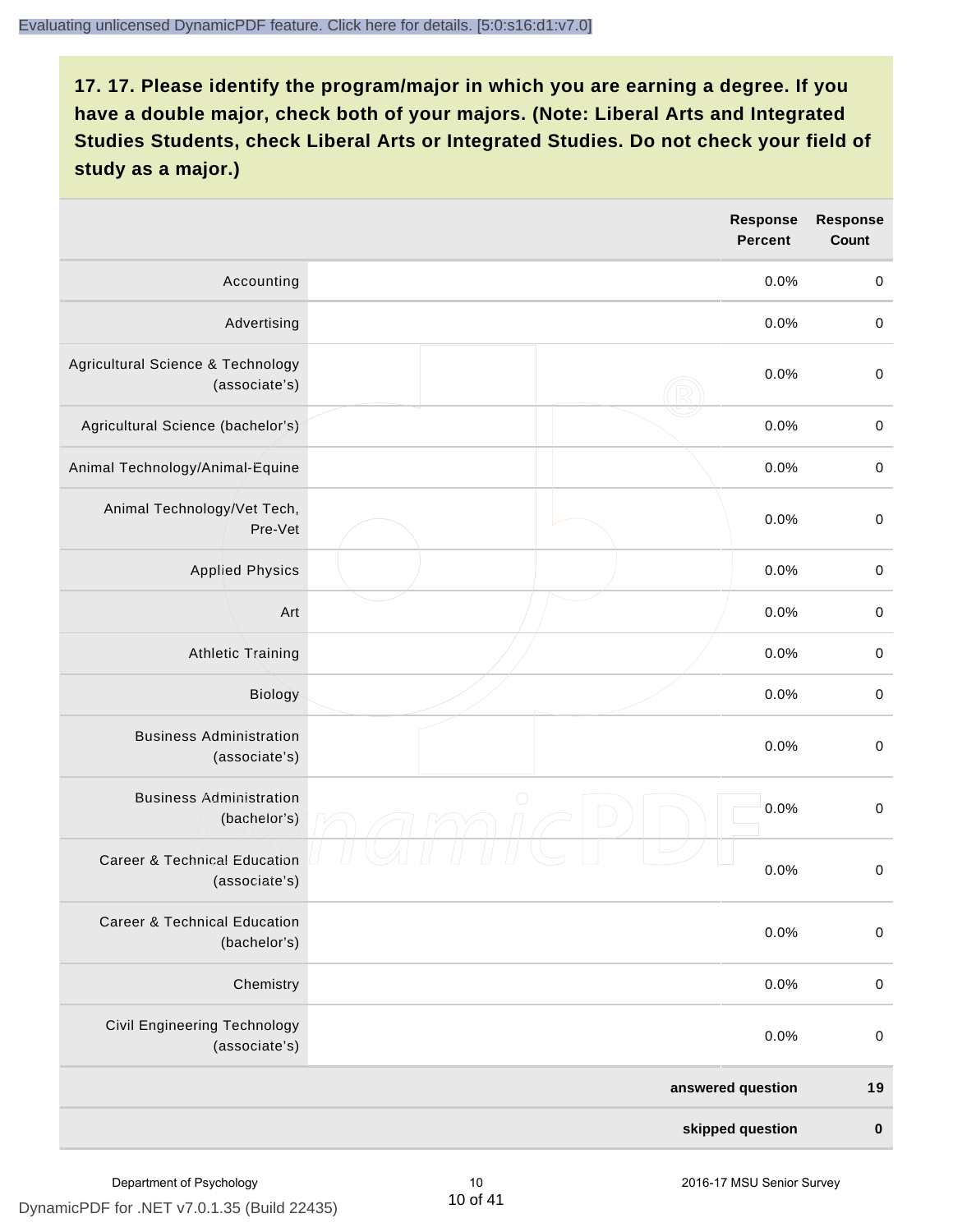## 17. 17. Please identify the program/major in which you are earning a degree. If you have a double major, check both of your majors. (Note: Liberal Arts and Integrated Studies Students, check Liberal Arts or Integrated Studies. Do not check your field of study as a major.)

| | Response Percent | Response Count |
|---|---|---|
| Accounting | 0.0% | 0 |
| Advertising | 0.0% | 0 |
| Agricultural Science & Technology (associate's) | 0.0% | 0 |
| Agricultural Science (bachelor's) | 0.0% | 0 |
| Animal Technology/Animal-Equine | 0.0% | 0 |
| Animal Technology/Vet Tech, Pre-Vet | 0.0% | 0 |
| Applied Physics | 0.0% | 0 |
| Art | 0.0% | 0 |
| Athletic Training | 0.0% | 0 |
| Biology | 0.0% | 0 |
| Business Administration (associate's) | 0.0% | 0 |
| Business Administration (bachelor's) | 0.0% | 0 |
| Career & Technical Education (associate's) | 0.0% | 0 |
| Career & Technical Education (bachelor's) | 0.0% | 0 |
| Chemistry | 0.0% | 0 |
| Civil Engineering Technology (associate's) | 0.0% | 0 |
| **answered question** | | **19** |
| **skipped question** | | **0** |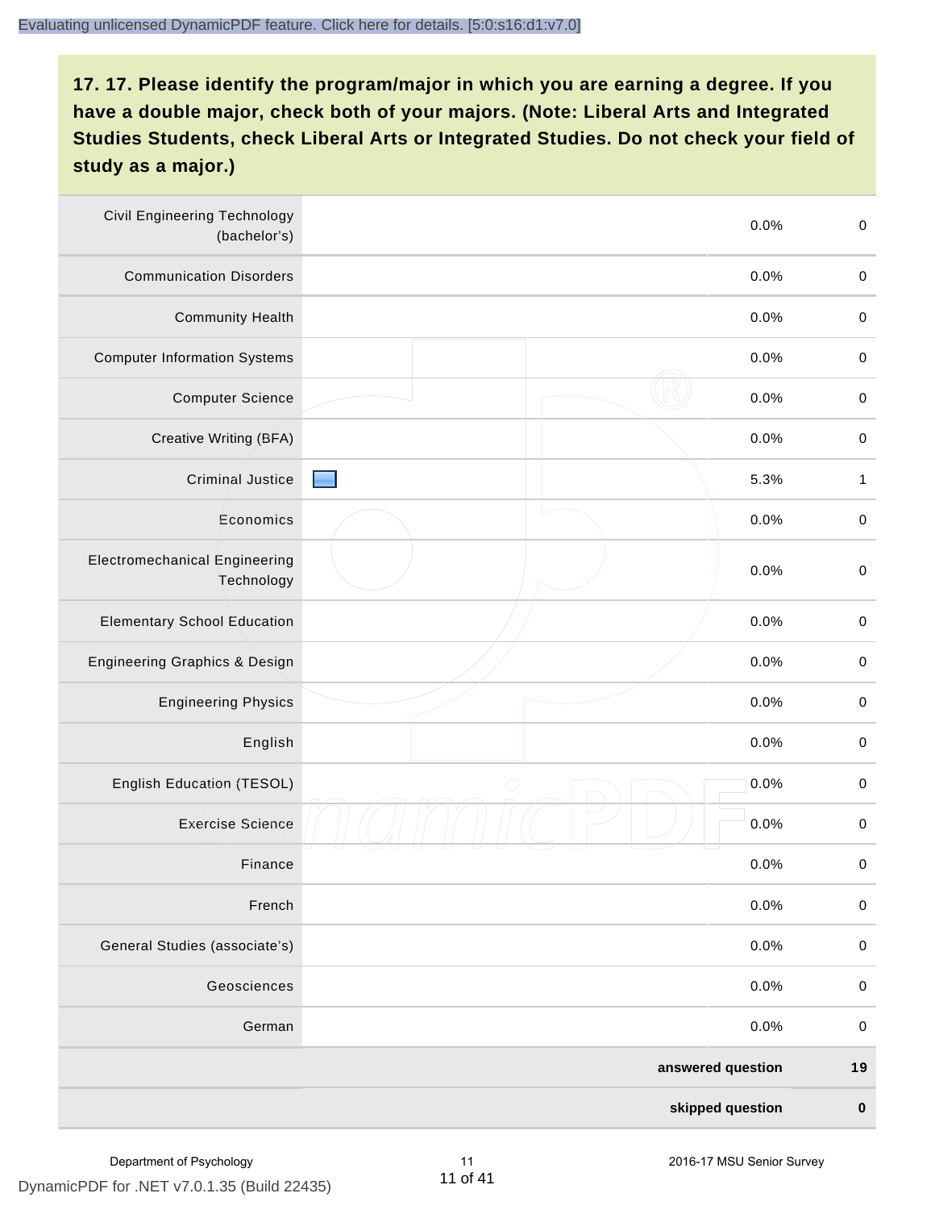## 17. 17. Please identify the program/major in which you are earning a degree. If you have a double major, check both of your majors. (Note: Liberal Arts and Integrated Studies Students, check Liberal Arts or Integrated Studies. Do not check your field of study as a major.)

| Program/Major | | Percent | Count |
|---|---|---|---|
| Civil Engineering Technology (bachelor's) | | 0.0% | 0 |
| Communication Disorders | | 0.0% | 0 |
| Community Health | | 0.0% | 0 |
| Computer Information Systems | | 0.0% | 0 |
| Computer Science | | 0.0% | 0 |
| Creative Writing (BFA) | | 0.0% | 0 |
| Criminal Justice | | 5.3% | 1 |
| Economics | | 0.0% | 0 |
| Electromechanical Engineering Technology | | 0.0% | 0 |
| Elementary School Education | | 0.0% | 0 |
| Engineering Graphics & Design | | 0.0% | 0 |
| Engineering Physics | | 0.0% | 0 |
| English | | 0.0% | 0 |
| English Education (TESOL) | | 0.0% | 0 |
| Exercise Science | | 0.0% | 0 |
| Finance | | 0.0% | 0 |
| French | | 0.0% | 0 |
| General Studies (associate's) | | 0.0% | 0 |
| Geosciences | | 0.0% | 0 |
| German | | 0.0% | 0 |
| | | **answered question** | **19** |
| | | **skipped question** | **0** |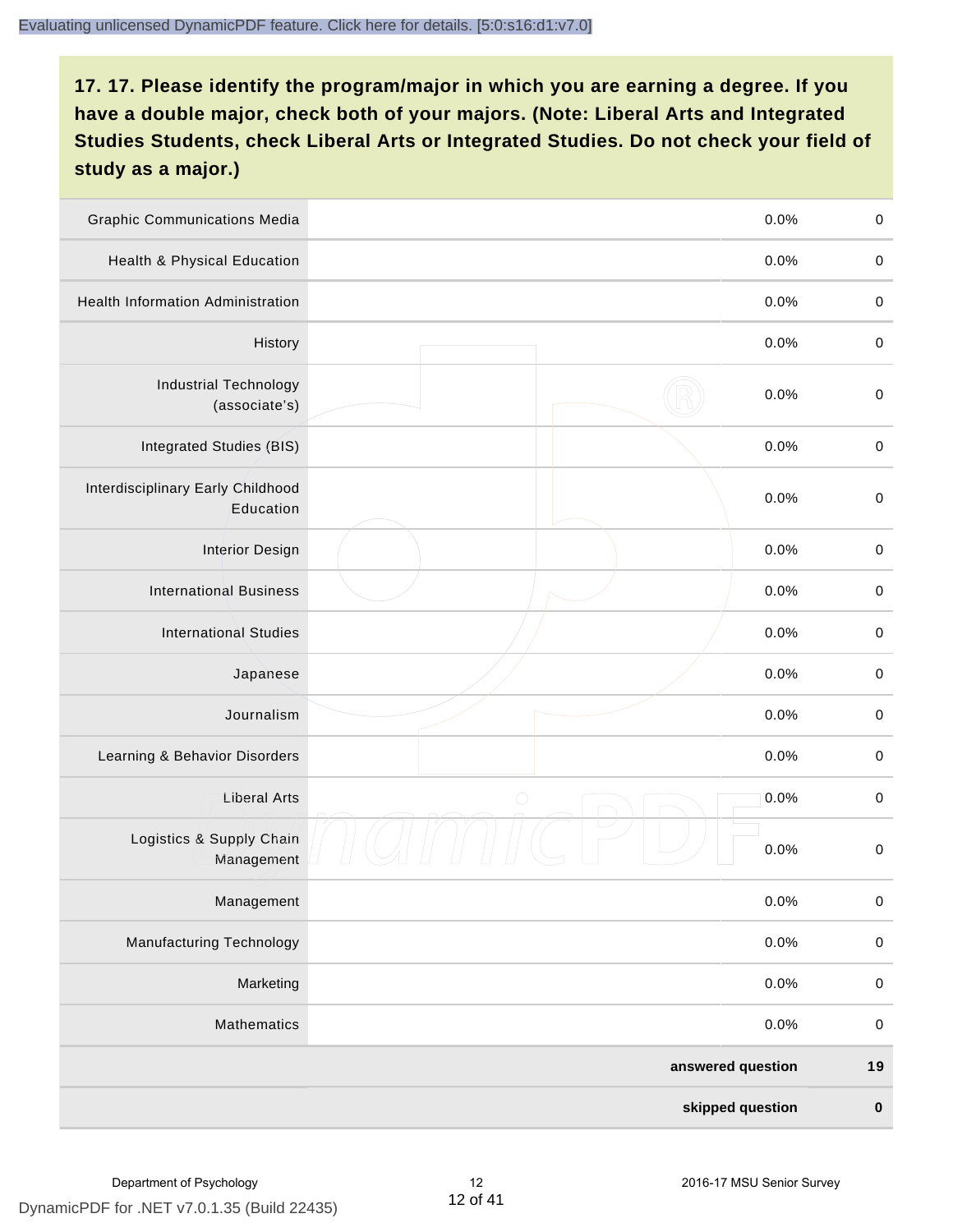## 17. 17. Please identify the program/major in which you are earning a degree. If you have a double major, check both of your majors. (Note: Liberal Arts and Integrated Studies Students, check Liberal Arts or Integrated Studies. Do not check your field of study as a major.)

| | | | |
|---|---|---|---|
| Graphic Communications Media | | 0.0% | 0 |
| Health & Physical Education | | 0.0% | 0 |
| Health Information Administration | | 0.0% | 0 |
| History | | 0.0% | 0 |
| Industrial Technology (associate's) | | 0.0% | 0 |
| Integrated Studies (BIS) | | 0.0% | 0 |
| Interdisciplinary Early Childhood Education | | 0.0% | 0 |
| Interior Design | | 0.0% | 0 |
| International Business | | 0.0% | 0 |
| International Studies | | 0.0% | 0 |
| Japanese | | 0.0% | 0 |
| Journalism | | 0.0% | 0 |
| Learning & Behavior Disorders | | 0.0% | 0 |
| Liberal Arts | | 0.0% | 0 |
| Logistics & Supply Chain Management | | 0.0% | 0 |
| Management | | 0.0% | 0 |
| Manufacturing Technology | | 0.0% | 0 |
| Marketing | | 0.0% | 0 |
| Mathematics | | 0.0% | 0 |
| | | **answered question** | **19** |
| | | **skipped question** | **0** |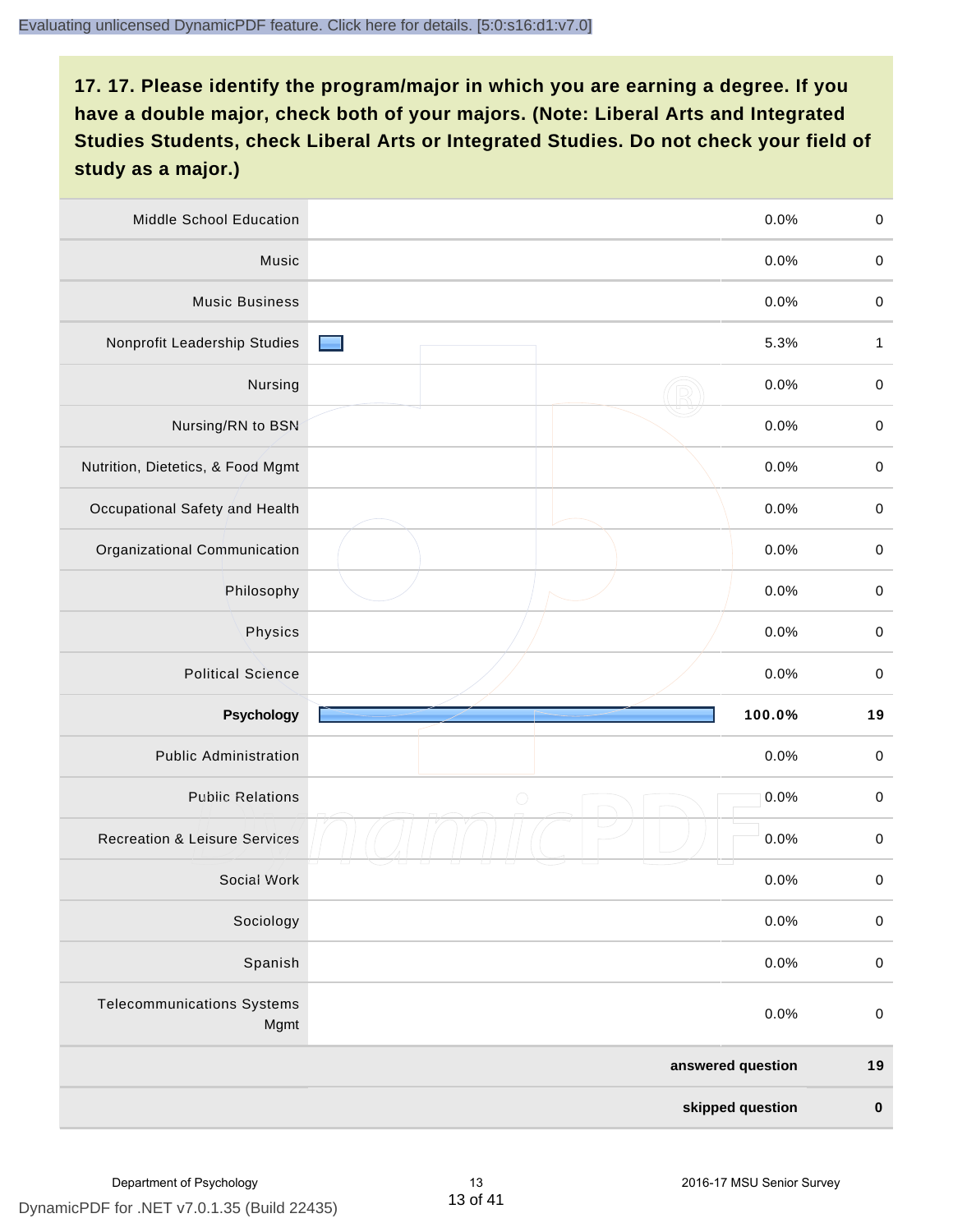## 17. 17. Please identify the program/major in which you are earning a degree. If you have a double major, check both of your majors. (Note: Liberal Arts and Integrated Studies Students, check Liberal Arts or Integrated Studies. Do not check your field of study as a major.)

| Program/Major | Percent | Count |
|---|---|---|
| Middle School Education | 0.0% | 0 |
| Music | 0.0% | 0 |
| Music Business | 0.0% | 0 |
| Nonprofit Leadership Studies | 5.3% | 1 |
| Nursing | 0.0% | 0 |
| Nursing/RN to BSN | 0.0% | 0 |
| Nutrition, Dietetics, & Food Mgmt | 0.0% | 0 |
| Occupational Safety and Health | 0.0% | 0 |
| Organizational Communication | 0.0% | 0 |
| Philosophy | 0.0% | 0 |
| Physics | 0.0% | 0 |
| Political Science | 0.0% | 0 |
| **Psychology** | **100.0%** | **19** |
| Public Administration | 0.0% | 0 |
| Public Relations | 0.0% | 0 |
| Recreation & Leisure Services | 0.0% | 0 |
| Social Work | 0.0% | 0 |
| Sociology | 0.0% | 0 |
| Spanish | 0.0% | 0 |
| Telecommunications Systems Mgmt | 0.0% | 0 |
| **answered question** | | **19** |
| **skipped question** | | **0** |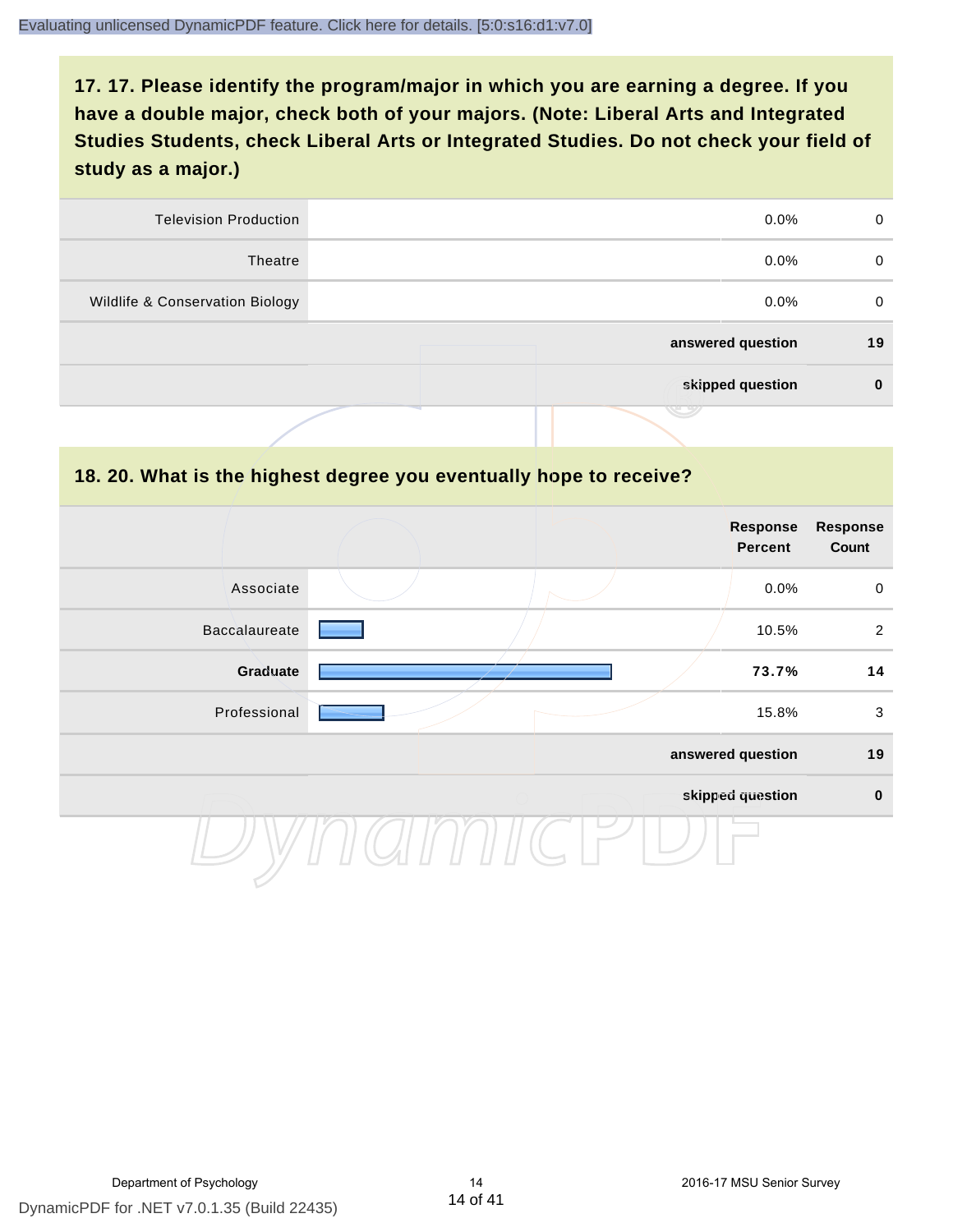## 17. 17. Please identify the program/major in which you are earning a degree. If you have a double major, check both of your majors. (Note: Liberal Arts and Integrated Studies Students, check Liberal Arts or Integrated Studies. Do not check your field of study as a major.)

| | | | |
|---|---|---|---|
| Television Production | | 0.0% | 0 |
| Theatre | | 0.0% | 0 |
| Wildlife & Conservation Biology | | 0.0% | 0 |
| | | **answered question** | **19** |
| | | **skipped question** | **0** |

## 18. 20. What is the highest degree you eventually hope to receive?

| | | Response Percent | Response Count |
|---|---|---|---|
| Associate | | 0.0% | 0 |
| Baccalaureate | | 10.5% | 2 |
| **Graduate** | | **73.7%** | **14** |
| Professional | | 15.8% | 3 |
| | | **answered question** | **19** |
| | | **skipped question** | **0** |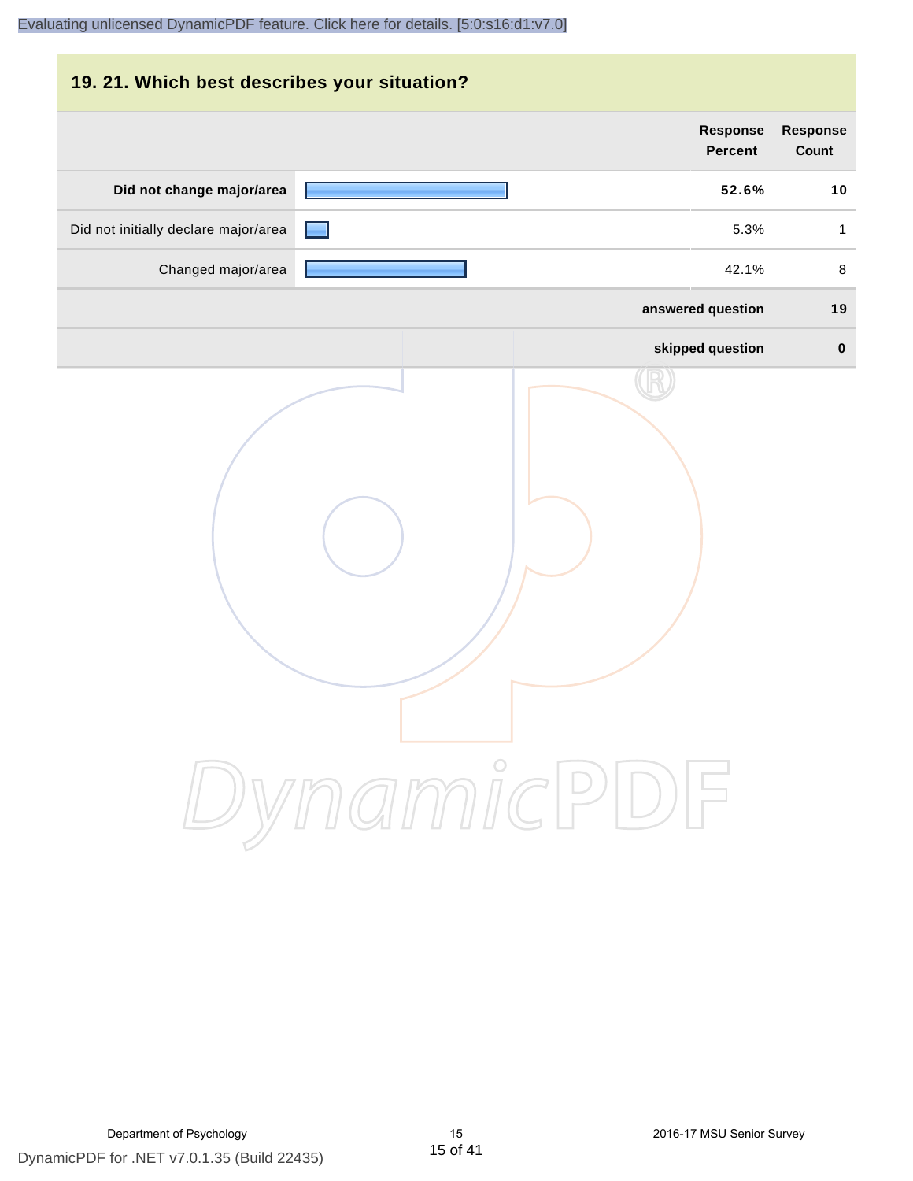## 19. 21. Which best describes your situation?

| | Response Percent | Response Count |
|---|---|---|
| **Did not change major/area** | **52.6%** | **10** |
| Did not initially declare major/area | 5.3% | 1 |
| Changed major/area | 42.1% | 8 |
| **answered question** | | **19** |
| **skipped question** | | **0** |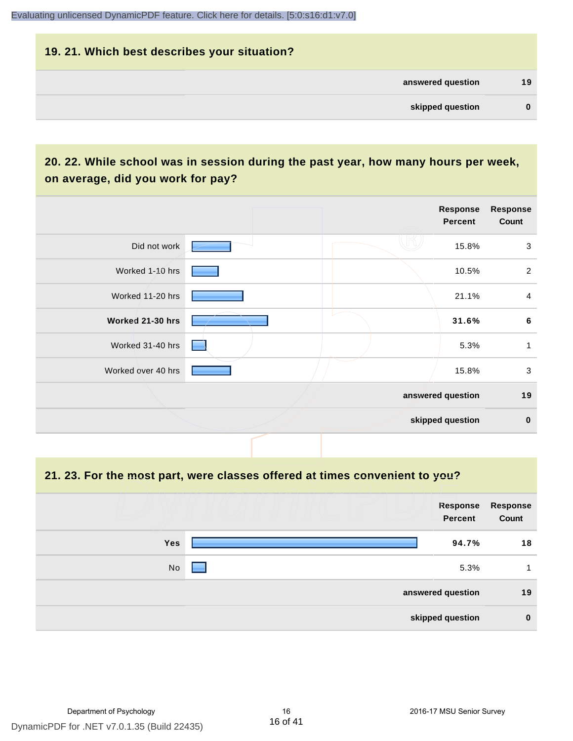## 19. 21. Which best describes your situation?

| | |
|---|---|
| answered question | 19 |
| skipped question | 0 |

## 20. 22. While school was in session during the past year, how many hours per week, on average, did you work for pay?

| | Response Percent | Response Count |
|---|---|---|
| Did not work | 15.8% | 3 |
| Worked 1-10 hrs | 10.5% | 2 |
| Worked 11-20 hrs | 21.1% | 4 |
| **Worked 21-30 hrs** | **31.6%** | **6** |
| Worked 31-40 hrs | 5.3% | 1 |
| Worked over 40 hrs | 15.8% | 3 |
| answered question | | 19 |
| skipped question | | 0 |

## 21. 23. For the most part, were classes offered at times convenient to you?

| | Response Percent | Response Count |
|---|---|---|
| **Yes** | **94.7%** | **18** |
| No | 5.3% | 1 |
| answered question | | 19 |
| skipped question | | 0 |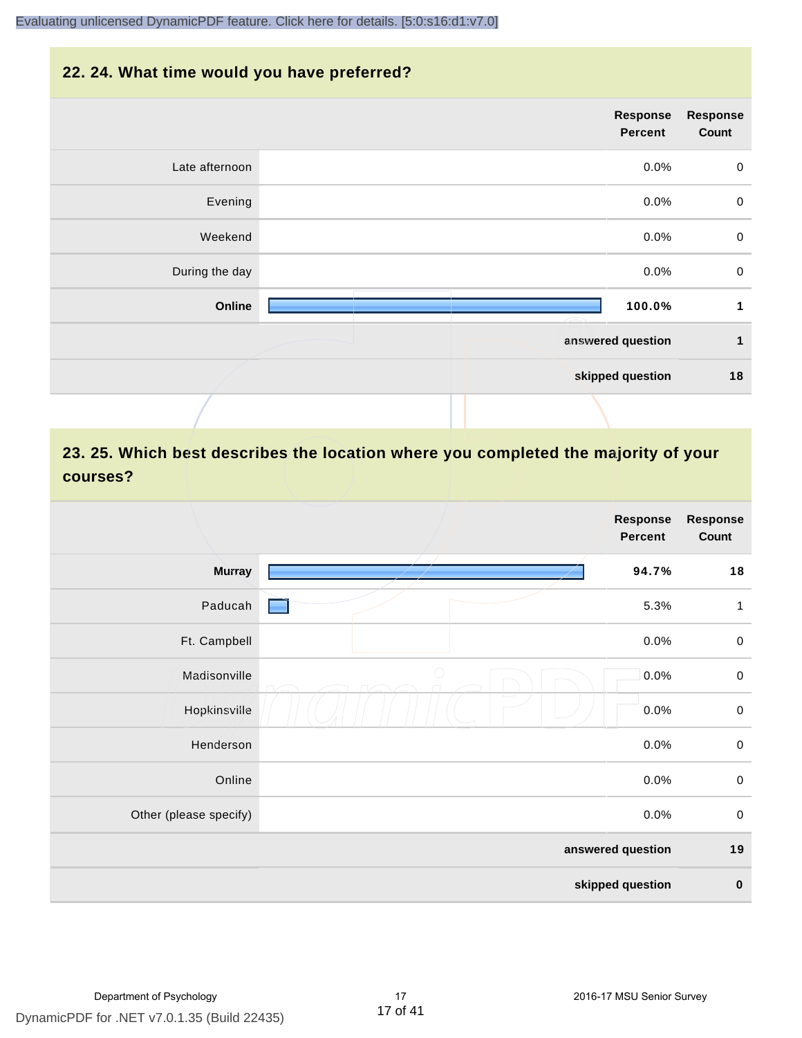## 22. 24. What time would you have preferred?

| | Response Percent | Response Count |
|---|---|---|
| Late afternoon | 0.0% | 0 |
| Evening | 0.0% | 0 |
| Weekend | 0.0% | 0 |
| During the day | 0.0% | 0 |
| **Online** | **100.0%** | **1** |
| **answered question** | | **1** |
| **skipped question** | | **18** |

## 23. 25. Which best describes the location where you completed the majority of your courses?

| | Response Percent | Response Count |
|---|---|---|
| **Murray** | **94.7%** | **18** |
| Paducah | 5.3% | 1 |
| Ft. Campbell | 0.0% | 0 |
| Madisonville | 0.0% | 0 |
| Hopkinsville | 0.0% | 0 |
| Henderson | 0.0% | 0 |
| Online | 0.0% | 0 |
| Other (please specify) | 0.0% | 0 |
| **answered question** | | **19** |
| **skipped question** | | **0** |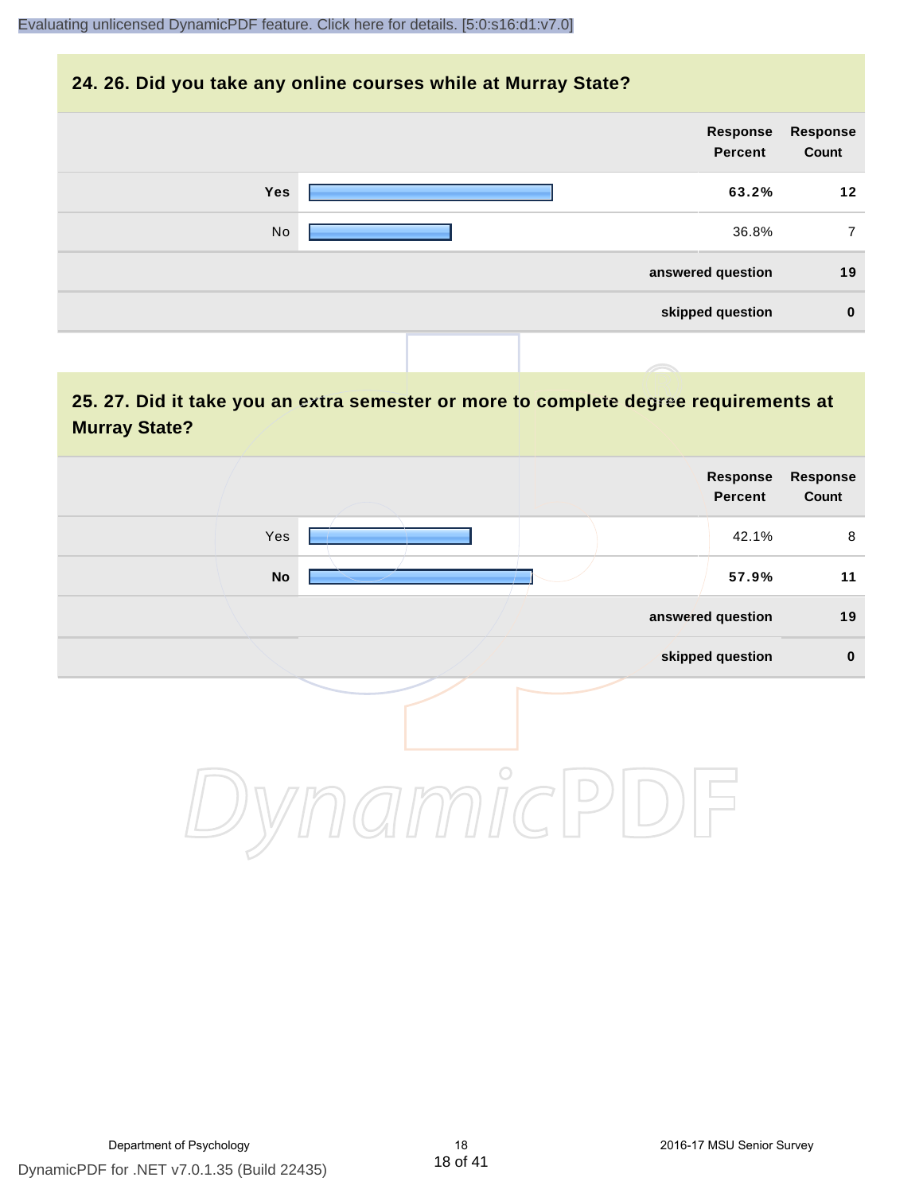## 24. 26. Did you take any online courses while at Murray State?

| | Response Percent | Response Count |
|---|---|---|
| **Yes** | **63.2%** | **12** |
| No | 36.8% | 7 |
| **answered question** | | **19** |
| **skipped question** | | **0** |

## 25. 27. Did it take you an extra semester or more to complete degree requirements at Murray State?

| | Response Percent | Response Count |
|---|---|---|
| Yes | 42.1% | 8 |
| **No** | **57.9%** | **11** |
| **answered question** | | **19** |
| **skipped question** | | **0** |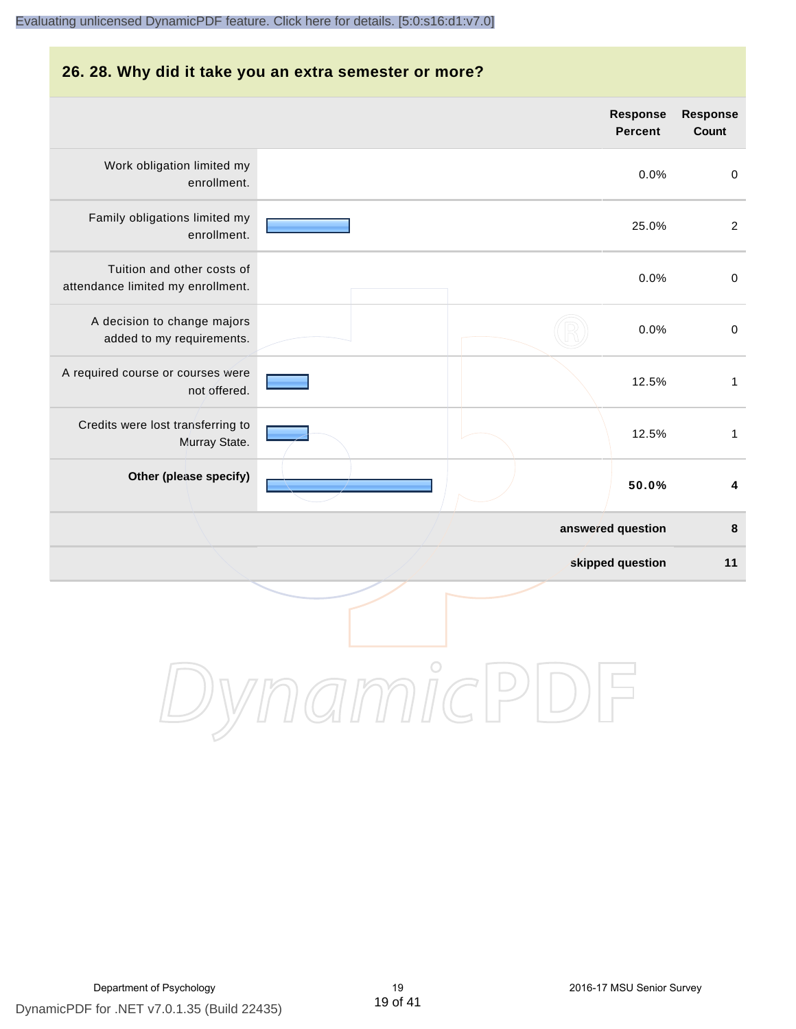## 26. 28. Why did it take you an extra semester or more?

| | Response Percent | Response Count |
|---|---|---|
| Work obligation limited my enrollment. | 0.0% | 0 |
| Family obligations limited my enrollment. | 25.0% | 2 |
| Tuition and other costs of attendance limited my enrollment. | 0.0% | 0 |
| A decision to change majors added to my requirements. | 0.0% | 0 |
| A required course or courses were not offered. | 12.5% | 1 |
| Credits were lost transferring to Murray State. | 12.5% | 1 |
| **Other (please specify)** | **50.0%** | **4** |
| | **answered question** | **8** |
| | **skipped question** | **11** |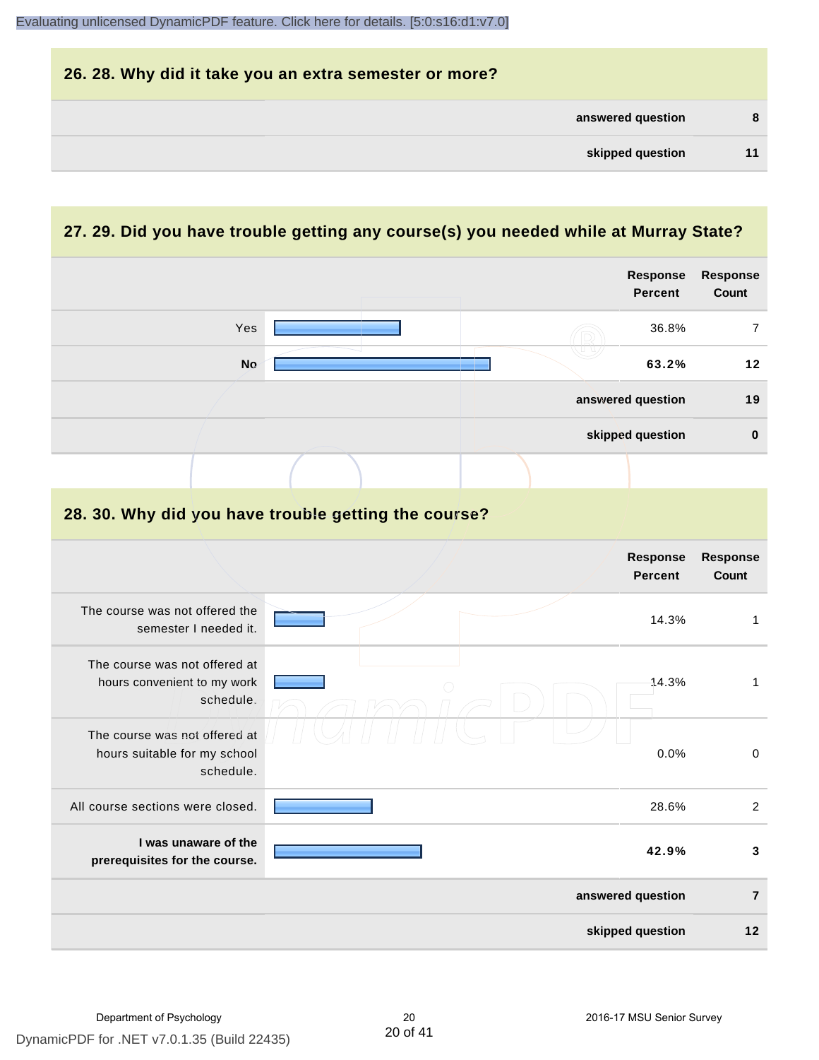## 26. 28. Why did it take you an extra semester or more?

| | |
|---|---|
| **answered question** | **8** |
| **skipped question** | **11** |

## 27. 29. Did you have trouble getting any course(s) you needed while at Murray State?

| | Response Percent | Response Count |
|---|---|---|
| Yes | 36.8% | 7 |
| **No** | **63.2%** | **12** |
| **answered question** | | **19** |
| **skipped question** | | **0** |

## 28. 30. Why did you have trouble getting the course?

| | Response Percent | Response Count |
|---|---|---|
| The course was not offered the semester I needed it. | 14.3% | 1 |
| The course was not offered at hours convenient to my work schedule. | 14.3% | 1 |
| The course was not offered at hours suitable for my school schedule. | 0.0% | 0 |
| All course sections were closed. | 28.6% | 2 |
| **I was unaware of the prerequisites for the course.** | **42.9%** | **3** |
| **answered question** | | **7** |
| **skipped question** | | **12** |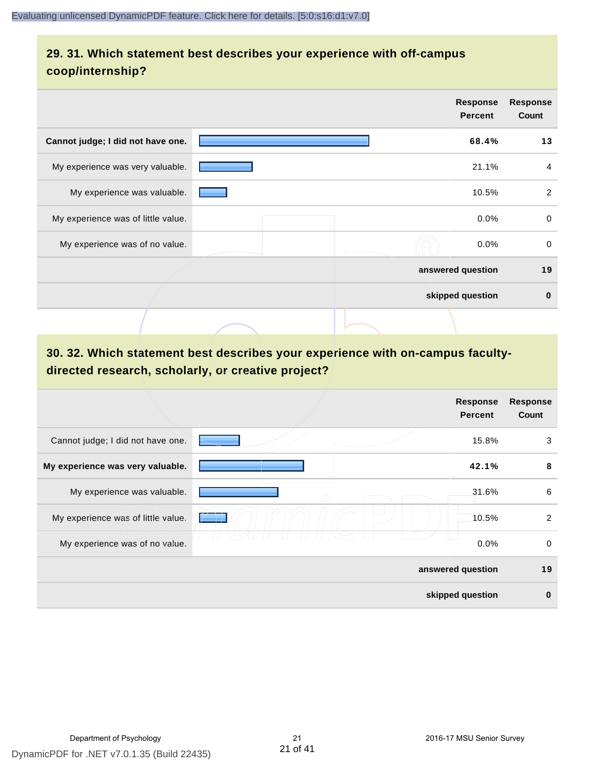## 29. 31. Which statement best describes your experience with off-campus coop/internship?

| | Response Percent | Response Count |
|---|---|---|
| **Cannot judge; I did not have one.** | **68.4%** | **13** |
| My experience was very valuable. | 21.1% | 4 |
| My experience was valuable. | 10.5% | 2 |
| My experience was of little value. | 0.0% | 0 |
| My experience was of no value. | 0.0% | 0 |
| | **answered question** | **19** |
| | **skipped question** | **0** |

## 30. 32. Which statement best describes your experience with on-campus faculty-directed research, scholarly, or creative project?

| | Response Percent | Response Count |
|---|---|---|
| Cannot judge; I did not have one. | 15.8% | 3 |
| **My experience was very valuable.** | **42.1%** | **8** |
| My experience was valuable. | 31.6% | 6 |
| My experience was of little value. | 10.5% | 2 |
| My experience was of no value. | 0.0% | 0 |
| | **answered question** | **19** |
| | **skipped question** | **0** |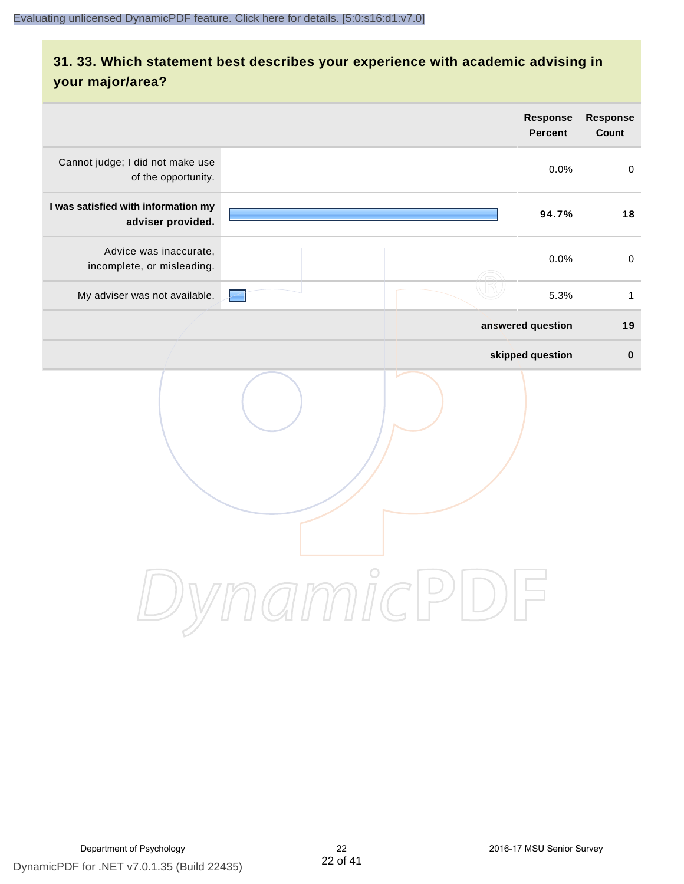## 31. 33. Which statement best describes your experience with academic advising in your major/area?

| | Response Percent | Response Count |
|---|---|---|
| Cannot judge; I did not make use of the opportunity. | 0.0% | 0 |
| **I was satisfied with information my adviser provided.** | **94.7%** | **18** |
| Advice was inaccurate, incomplete, or misleading. | 0.0% | 0 |
| My adviser was not available. | 5.3% | 1 |
| | **answered question** | **19** |
| | **skipped question** | **0** |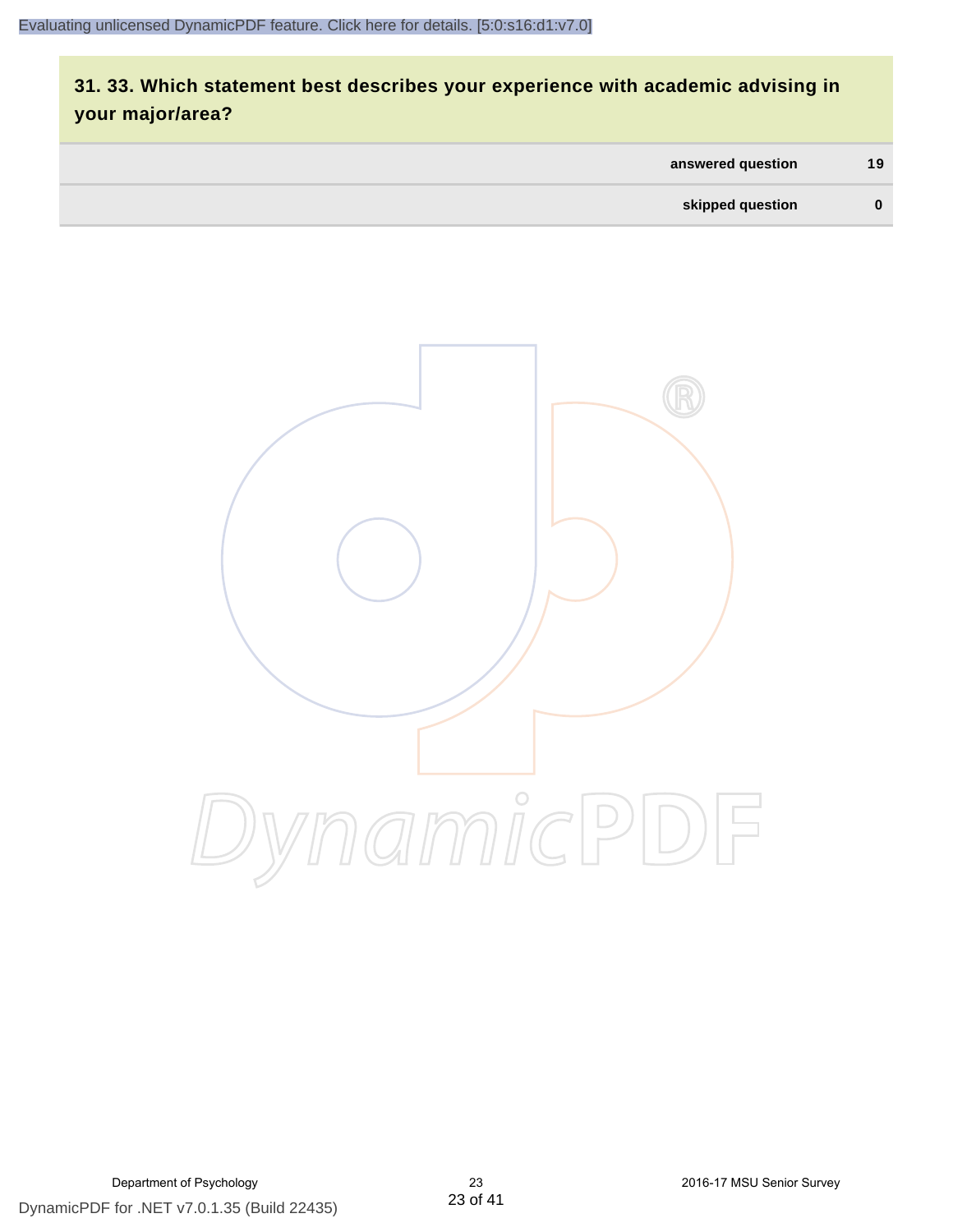## 31. 33. Which statement best describes your experience with academic advising in your major/area?

| | |
|---|---|
| answered question | 19 |
| skipped question | 0 |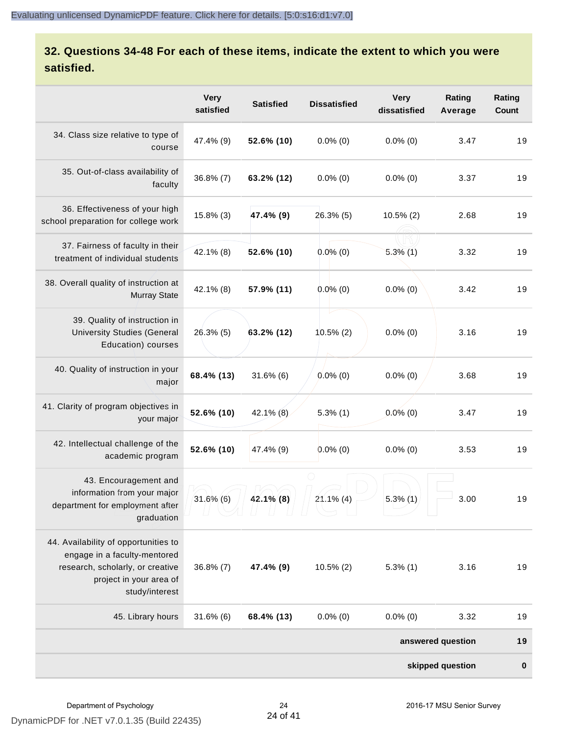## 32. Questions 34-48 For each of these items, indicate the extent to which you were satisfied.

| | Very satisfied | Satisfied | Dissatisfied | Very dissatisfied | Rating Average | Rating Count |
|---|---|---|---|---|---|---|
| 34. Class size relative to type of course | 47.4% (9) | **52.6% (10)** | 0.0% (0) | 0.0% (0) | 3.47 | 19 |
| 35. Out-of-class availability of faculty | 36.8% (7) | **63.2% (12)** | 0.0% (0) | 0.0% (0) | 3.37 | 19 |
| 36. Effectiveness of your high school preparation for college work | 15.8% (3) | **47.4% (9)** | 26.3% (5) | 10.5% (2) | 2.68 | 19 |
| 37. Fairness of faculty in their treatment of individual students | 42.1% (8) | **52.6% (10)** | 0.0% (0) | 5.3% (1) | 3.32 | 19 |
| 38. Overall quality of instruction at Murray State | 42.1% (8) | **57.9% (11)** | 0.0% (0) | 0.0% (0) | 3.42 | 19 |
| 39. Quality of instruction in University Studies (General Education) courses | 26.3% (5) | **63.2% (12)** | 10.5% (2) | 0.0% (0) | 3.16 | 19 |
| 40. Quality of instruction in your major | **68.4% (13)** | 31.6% (6) | 0.0% (0) | 0.0% (0) | 3.68 | 19 |
| 41. Clarity of program objectives in your major | **52.6% (10)** | 42.1% (8) | 5.3% (1) | 0.0% (0) | 3.47 | 19 |
| 42. Intellectual challenge of the academic program | **52.6% (10)** | 47.4% (9) | 0.0% (0) | 0.0% (0) | 3.53 | 19 |
| 43. Encouragement and information from your major department for employment after graduation | 31.6% (6) | **42.1% (8)** | 21.1% (4) | 5.3% (1) | 3.00 | 19 |
| 44. Availability of opportunities to engage in a faculty-mentored research, scholarly, or creative project in your area of study/interest | 36.8% (7) | **47.4% (9)** | 10.5% (2) | 5.3% (1) | 3.16 | 19 |
| 45. Library hours | 31.6% (6) | **68.4% (13)** | 0.0% (0) | 0.0% (0) | 3.32 | 19 |
| | | | | | **answered question** | **19** |
| | | | | | **skipped question** | **0** |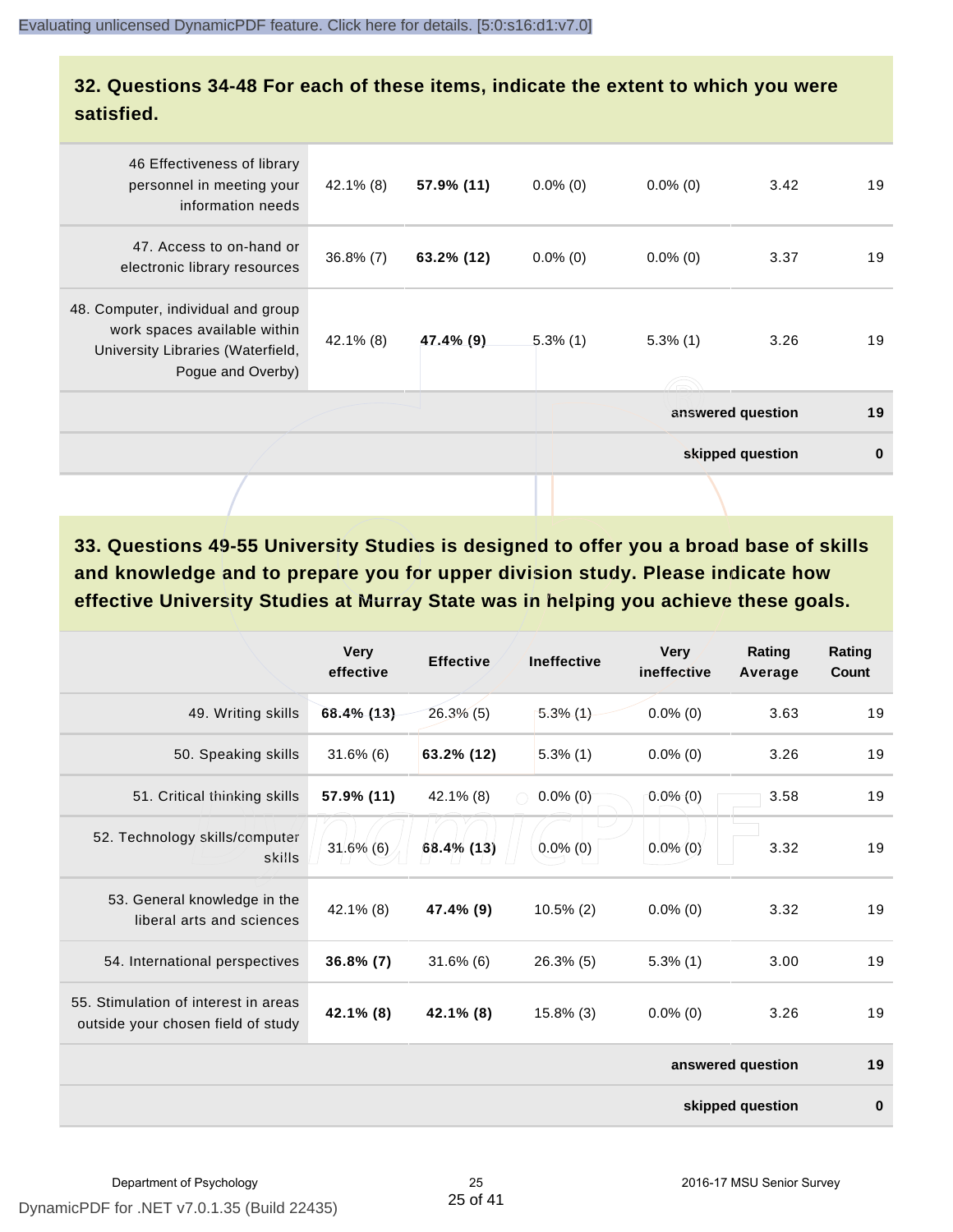## 32. Questions 34-48 For each of these items, indicate the extent to which you were satisfied.

| | | | | | | |
|---|---|---|---|---|---|---|
| 46 Effectiveness of library personnel in meeting your information needs | 42.1% (8) | **57.9% (11)** | 0.0% (0) | 0.0% (0) | 3.42 | 19 |
| 47. Access to on-hand or electronic library resources | 36.8% (7) | **63.2% (12)** | 0.0% (0) | 0.0% (0) | 3.37 | 19 |
| 48. Computer, individual and group work spaces available within University Libraries (Waterfield, Pogue and Overby) | 42.1% (8) | **47.4% (9)** | 5.3% (1) | 5.3% (1) | 3.26 | 19 |
| | | | | | **answered question** | **19** |
| | | | | | **skipped question** | **0** |

## 33. Questions 49-55 University Studies is designed to offer you a broad base of skills and knowledge and to prepare you for upper division study. Please indicate how effective University Studies at Murray State was in helping you achieve these goals.

| | Very effective | Effective | Ineffective | Very ineffective | Rating Average | Rating Count |
|---|---|---|---|---|---|---|
| 49. Writing skills | **68.4% (13)** | 26.3% (5) | 5.3% (1) | 0.0% (0) | 3.63 | 19 |
| 50. Speaking skills | 31.6% (6) | **63.2% (12)** | 5.3% (1) | 0.0% (0) | 3.26 | 19 |
| 51. Critical thinking skills | **57.9% (11)** | 42.1% (8) | 0.0% (0) | 0.0% (0) | 3.58 | 19 |
| 52. Technology skills/computer skills | 31.6% (6) | **68.4% (13)** | 0.0% (0) | 0.0% (0) | 3.32 | 19 |
| 53. General knowledge in the liberal arts and sciences | 42.1% (8) | **47.4% (9)** | 10.5% (2) | 0.0% (0) | 3.32 | 19 |
| 54. International perspectives | **36.8% (7)** | 31.6% (6) | 26.3% (5) | 5.3% (1) | 3.00 | 19 |
| 55. Stimulation of interest in areas outside your chosen field of study | **42.1% (8)** | **42.1% (8)** | 15.8% (3) | 0.0% (0) | 3.26 | 19 |
| | | | | | **answered question** | **19** |
| | | | | | **skipped question** | **0** |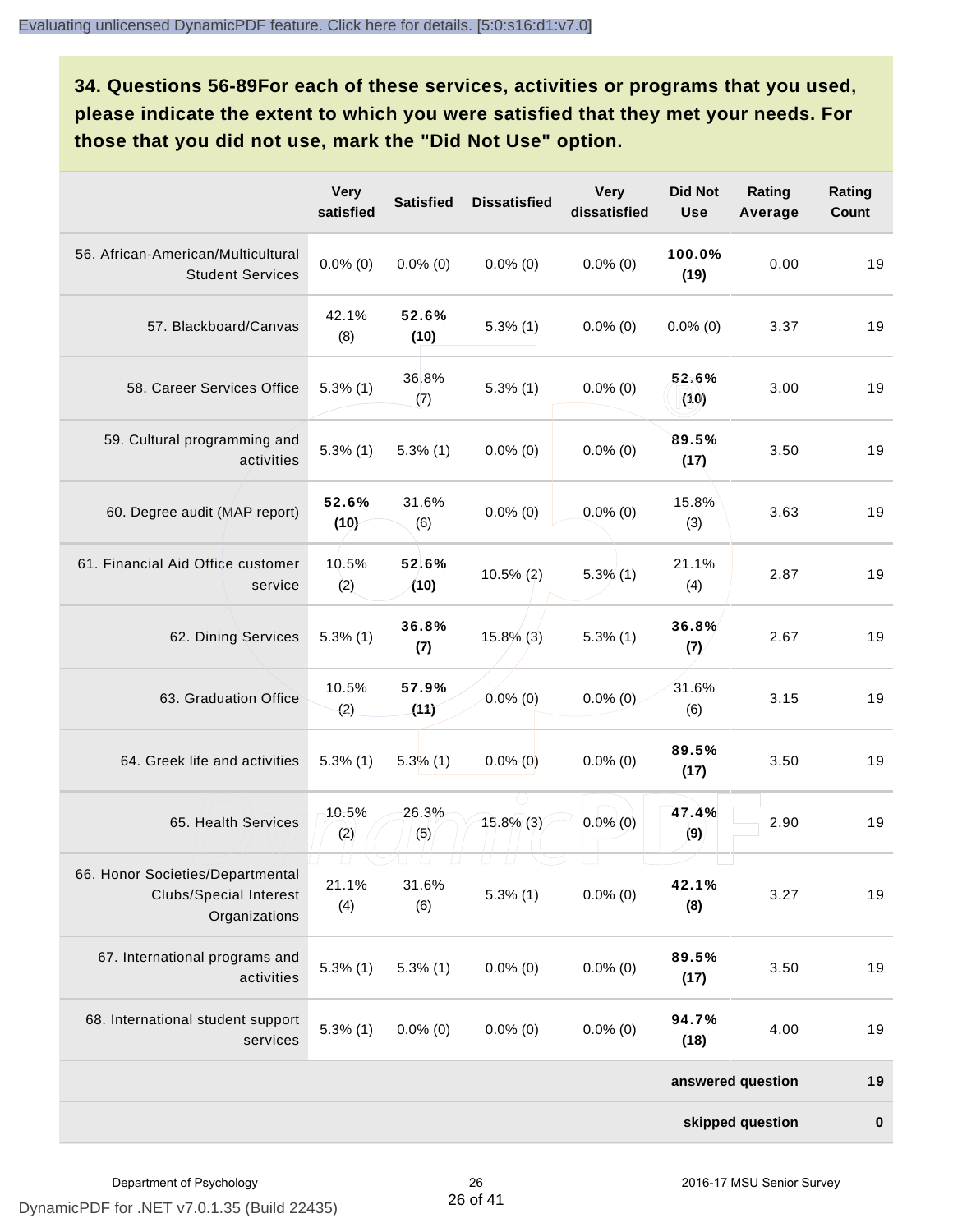**34. Questions 56-89For each of these services, activities or programs that you used, please indicate the extent to which you were satisfied that they met your needs. For those that you did not use, mark the "Did Not Use" option.**

| | Very satisfied | Satisfied | Dissatisfied | Very dissatisfied | Did Not Use | Rating Average | Rating Count |
|---|---|---|---|---|---|---|---|
| 56. African-American/Multicultural Student Services | 0.0% (0) | 0.0% (0) | 0.0% (0) | 0.0% (0) | **100.0% (19)** | 0.00 | 19 |
| 57. Blackboard/Canvas | 42.1% (8) | **52.6% (10)** | 5.3% (1) | 0.0% (0) | 0.0% (0) | 3.37 | 19 |
| 58. Career Services Office | 5.3% (1) | 36.8% (7) | 5.3% (1) | 0.0% (0) | **52.6% (10)** | 3.00 | 19 |
| 59. Cultural programming and activities | 5.3% (1) | 5.3% (1) | 0.0% (0) | 0.0% (0) | **89.5% (17)** | 3.50 | 19 |
| 60. Degree audit (MAP report) | **52.6% (10)** | 31.6% (6) | 0.0% (0) | 0.0% (0) | 15.8% (3) | 3.63 | 19 |
| 61. Financial Aid Office customer service | 10.5% (2) | **52.6% (10)** | 10.5% (2) | 5.3% (1) | 21.1% (4) | 2.87 | 19 |
| 62. Dining Services | 5.3% (1) | **36.8% (7)** | 15.8% (3) | 5.3% (1) | **36.8% (7)** | 2.67 | 19 |
| 63. Graduation Office | 10.5% (2) | **57.9% (11)** | 0.0% (0) | 0.0% (0) | 31.6% (6) | 3.15 | 19 |
| 64. Greek life and activities | 5.3% (1) | 5.3% (1) | 0.0% (0) | 0.0% (0) | **89.5% (17)** | 3.50 | 19 |
| 65. Health Services | 10.5% (2) | 26.3% (5) | 15.8% (3) | 0.0% (0) | **47.4% (9)** | 2.90 | 19 |
| 66. Honor Societies/Departmental Clubs/Special Interest Organizations | 21.1% (4) | 31.6% (6) | 5.3% (1) | 0.0% (0) | **42.1% (8)** | 3.27 | 19 |
| 67. International programs and activities | 5.3% (1) | 5.3% (1) | 0.0% (0) | 0.0% (0) | **89.5% (17)** | 3.50 | 19 |
| 68. International student support services | 5.3% (1) | 0.0% (0) | 0.0% (0) | 0.0% (0) | **94.7% (18)** | 4.00 | 19 |
| | | | | | | **answered question** | **19** |
| | | | | | | **skipped question** | **0** |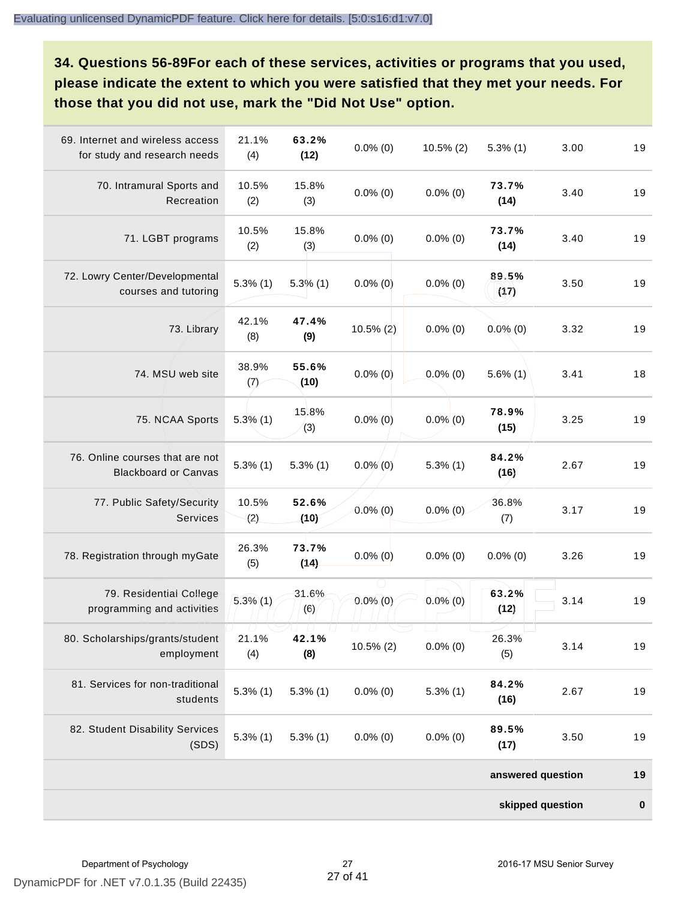## 34. Questions 56-89For each of these services, activities or programs that you used, please indicate the extent to which you were satisfied that they met your needs. For those that you did not use, mark the "Did Not Use" option.

| | | | | | | | |
|---|---|---|---|---|---|---|---|
| 69. Internet and wireless access for study and research needs | 21.1% (4) | **63.2% (12)** | 0.0% (0) | 10.5% (2) | 5.3% (1) | 3.00 | 19 |
| 70. Intramural Sports and Recreation | 10.5% (2) | 15.8% (3) | 0.0% (0) | 0.0% (0) | **73.7% (14)** | 3.40 | 19 |
| 71. LGBT programs | 10.5% (2) | 15.8% (3) | 0.0% (0) | 0.0% (0) | **73.7% (14)** | 3.40 | 19 |
| 72. Lowry Center/Developmental courses and tutoring | 5.3% (1) | 5.3% (1) | 0.0% (0) | 0.0% (0) | **89.5% (17)** | 3.50 | 19 |
| 73. Library | 42.1% (8) | **47.4% (9)** | 10.5% (2) | 0.0% (0) | 0.0% (0) | 3.32 | 19 |
| 74. MSU web site | 38.9% (7) | **55.6% (10)** | 0.0% (0) | 0.0% (0) | 5.6% (1) | 3.41 | 18 |
| 75. NCAA Sports | 5.3% (1) | 15.8% (3) | 0.0% (0) | 0.0% (0) | **78.9% (15)** | 3.25 | 19 |
| 76. Online courses that are not Blackboard or Canvas | 5.3% (1) | 5.3% (1) | 0.0% (0) | 5.3% (1) | **84.2% (16)** | 2.67 | 19 |
| 77. Public Safety/Security Services | 10.5% (2) | **52.6% (10)** | 0.0% (0) | 0.0% (0) | 36.8% (7) | 3.17 | 19 |
| 78. Registration through myGate | 26.3% (5) | **73.7% (14)** | 0.0% (0) | 0.0% (0) | 0.0% (0) | 3.26 | 19 |
| 79. Residential College programming and activities | 5.3% (1) | 31.6% (6) | 0.0% (0) | 0.0% (0) | **63.2% (12)** | 3.14 | 19 |
| 80. Scholarships/grants/student employment | 21.1% (4) | **42.1% (8)** | 10.5% (2) | 0.0% (0) | 26.3% (5) | 3.14 | 19 |
| 81. Services for non-traditional students | 5.3% (1) | 5.3% (1) | 0.0% (0) | 5.3% (1) | **84.2% (16)** | 2.67 | 19 |
| 82. Student Disability Services (SDS) | 5.3% (1) | 5.3% (1) | 0.0% (0) | 0.0% (0) | **89.5% (17)** | 3.50 | 19 |
| | | | | | | **answered question** | **19** |
| | | | | | | **skipped question** | **0** |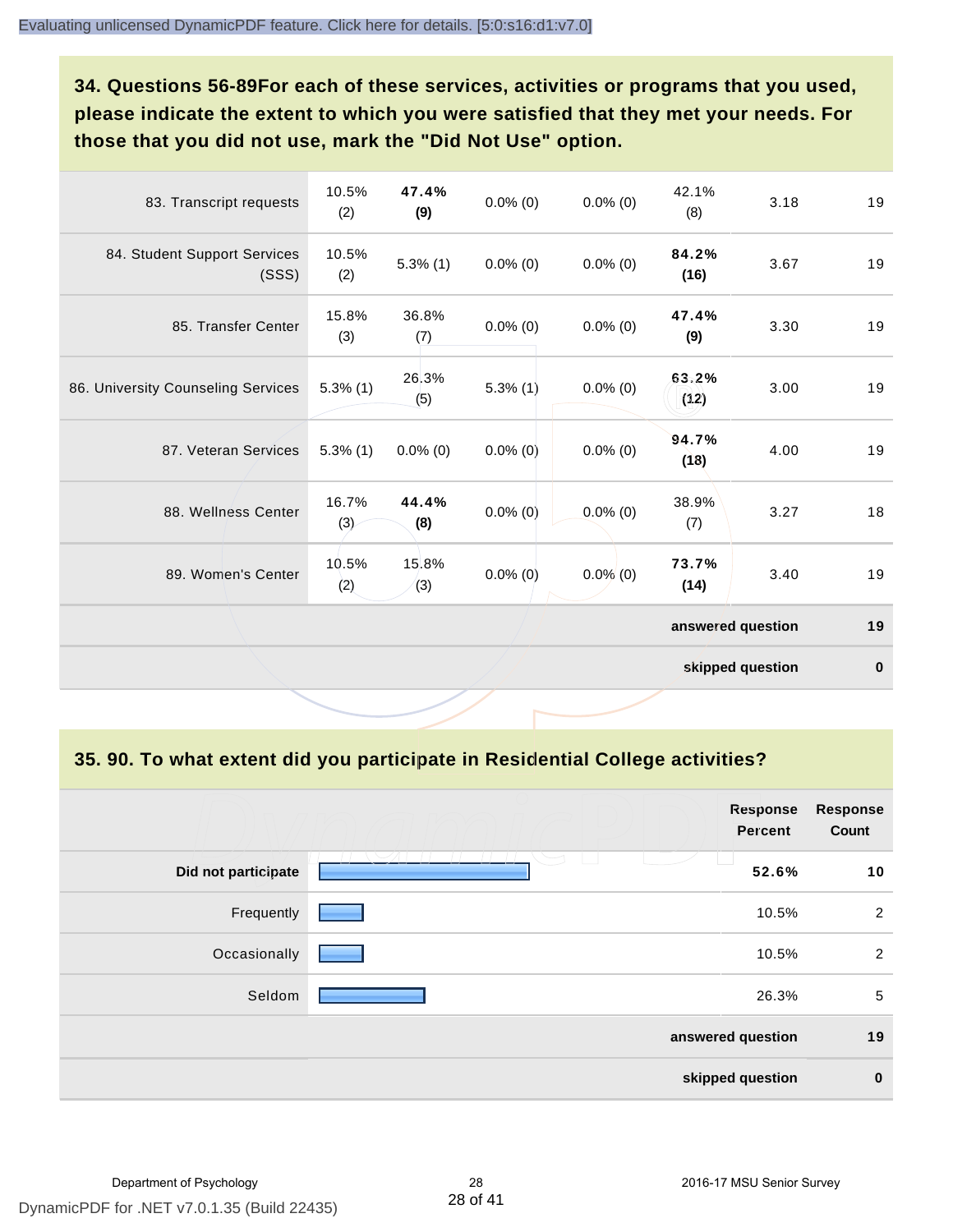## 34. Questions 56-89For each of these services, activities or programs that you used, please indicate the extent to which you were satisfied that they met your needs. For those that you did not use, mark the "Did Not Use" option.

| | | | | | | | |
|---|---|---|---|---|---|---|---|
| 83. Transcript requests | 10.5% (2) | **47.4% (9)** | 0.0% (0) | 0.0% (0) | 42.1% (8) | 3.18 | 19 |
| 84. Student Support Services (SSS) | 10.5% (2) | 5.3% (1) | 0.0% (0) | 0.0% (0) | **84.2% (16)** | 3.67 | 19 |
| 85. Transfer Center | 15.8% (3) | 36.8% (7) | 0.0% (0) | 0.0% (0) | **47.4% (9)** | 3.30 | 19 |
| 86. University Counseling Services | 5.3% (1) | 26.3% (5) | 5.3% (1) | 0.0% (0) | **63.2% (12)** | 3.00 | 19 |
| 87. Veteran Services | 5.3% (1) | 0.0% (0) | 0.0% (0) | 0.0% (0) | **94.7% (18)** | 4.00 | 19 |
| 88. Wellness Center | 16.7% (3) | **44.4% (8)** | 0.0% (0) | 0.0% (0) | 38.9% (7) | 3.27 | 18 |
| 89. Women's Center | 10.5% (2) | 15.8% (3) | 0.0% (0) | 0.0% (0) | **73.7% (14)** | 3.40 | 19 |
| | | | | | | **answered question** | **19** |
| | | | | | | **skipped question** | **0** |

## 35. 90. To what extent did you participate in Residential College activities?

| | Response Percent | Response Count |
|---|---|---|
| **Did not participate** | **52.6%** | **10** |
| Frequently | 10.5% | 2 |
| Occasionally | 10.5% | 2 |
| Seldom | 26.3% | 5 |
| **answered question** | | **19** |
| **skipped question** | | **0** |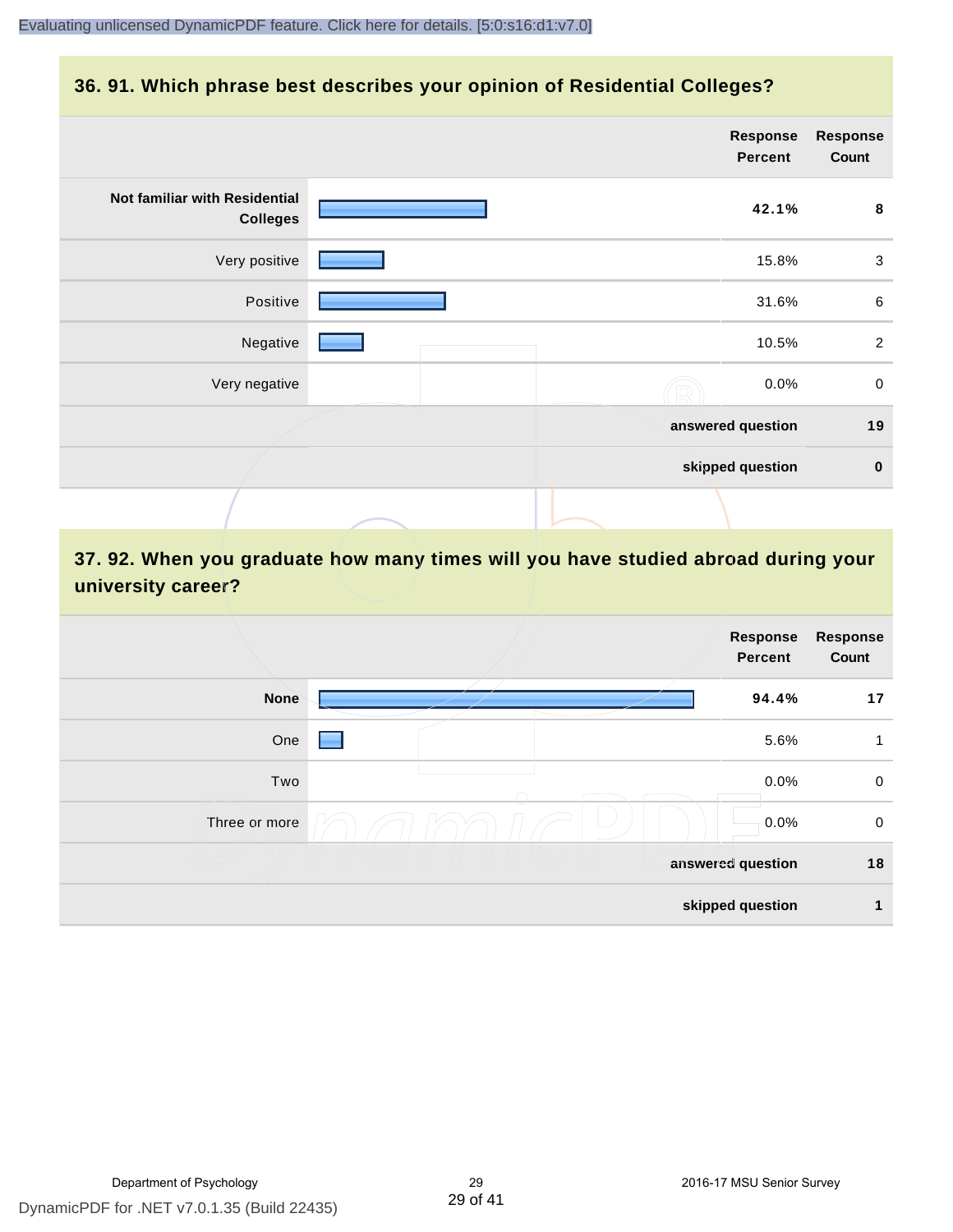## 36. 91. Which phrase best describes your opinion of Residential Colleges?

| | Response Percent | Response Count |
|---|---|---|
| **Not familiar with Residential Colleges** | **42.1%** | **8** |
| Very positive | 15.8% | 3 |
| Positive | 31.6% | 6 |
| Negative | 10.5% | 2 |
| Very negative | 0.0% | 0 |
| | **answered question** | **19** |
| | **skipped question** | **0** |

## 37. 92. When you graduate how many times will you have studied abroad during your university career?

| | Response Percent | Response Count |
|---|---|---|
| **None** | **94.4%** | **17** |
| One | 5.6% | 1 |
| Two | 0.0% | 0 |
| Three or more | 0.0% | 0 |
| | **answered question** | **18** |
| | **skipped question** | **1** |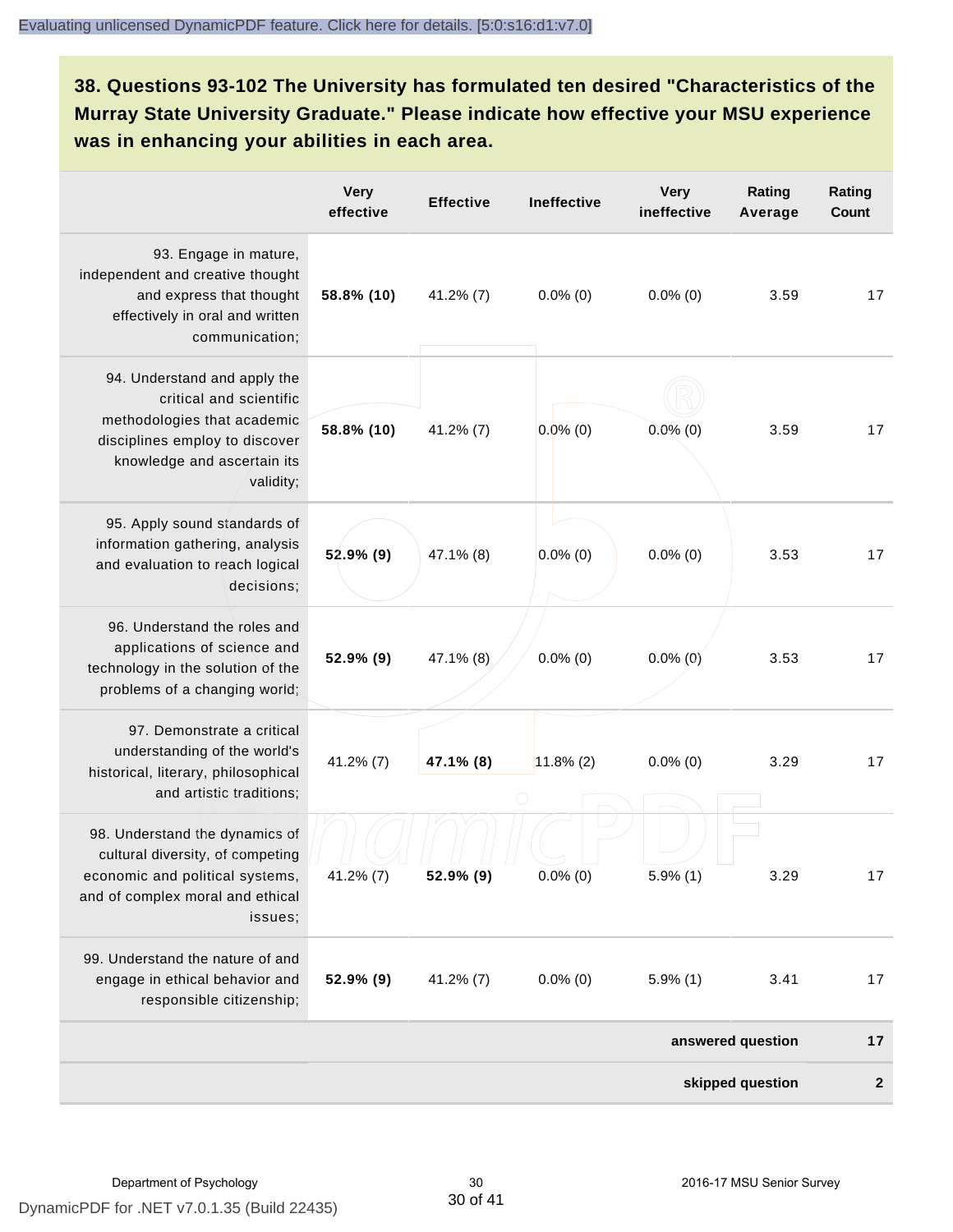## 38. Questions 93-102 The University has formulated ten desired "Characteristics of the Murray State University Graduate." Please indicate how effective your MSU experience was in enhancing your abilities in each area.

| | Very effective | Effective | Ineffective | Very ineffective | Rating Average | Rating Count |
|---|---|---|---|---|---|---|
| 93. Engage in mature, independent and creative thought and express that thought effectively in oral and written communication; | **58.8% (10)** | 41.2% (7) | 0.0% (0) | 0.0% (0) | 3.59 | 17 |
| 94. Understand and apply the critical and scientific methodologies that academic disciplines employ to discover knowledge and ascertain its validity; | **58.8% (10)** | 41.2% (7) | 0.0% (0) | 0.0% (0) | 3.59 | 17 |
| 95. Apply sound standards of information gathering, analysis and evaluation to reach logical decisions; | **52.9% (9)** | 47.1% (8) | 0.0% (0) | 0.0% (0) | 3.53 | 17 |
| 96. Understand the roles and applications of science and technology in the solution of the problems of a changing world; | **52.9% (9)** | 47.1% (8) | 0.0% (0) | 0.0% (0) | 3.53 | 17 |
| 97. Demonstrate a critical understanding of the world's historical, literary, philosophical and artistic traditions; | 41.2% (7) | **47.1% (8)** | 11.8% (2) | 0.0% (0) | 3.29 | 17 |
| 98. Understand the dynamics of cultural diversity, of competing economic and political systems, and of complex moral and ethical issues; | 41.2% (7) | **52.9% (9)** | 0.0% (0) | 5.9% (1) | 3.29 | 17 |
| 99. Understand the nature of and engage in ethical behavior and responsible citizenship; | **52.9% (9)** | 41.2% (7) | 0.0% (0) | 5.9% (1) | 3.41 | 17 |
| | | | | | **answered question** | **17** |
| | | | | | **skipped question** | **2** |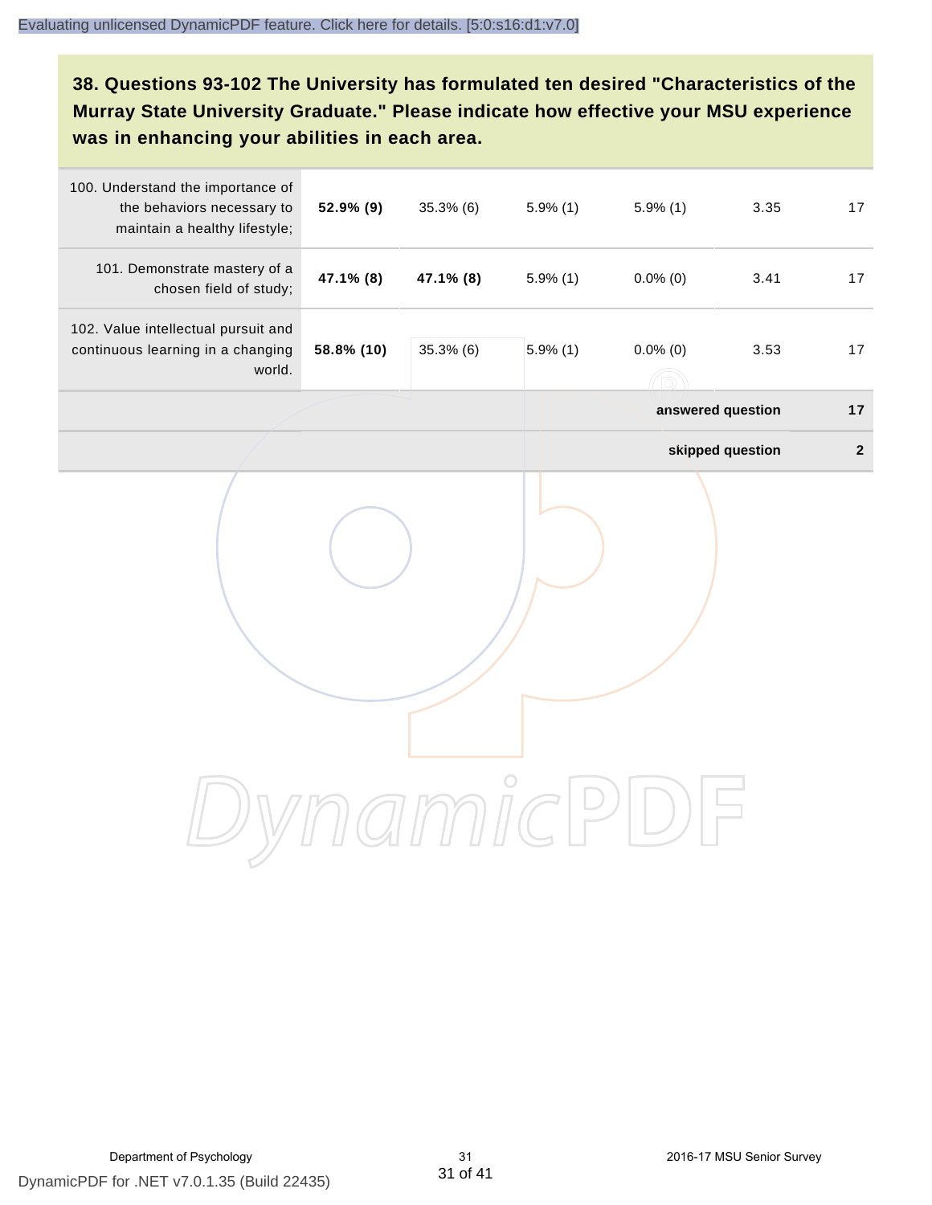### 38. Questions 93-102 The University has formulated ten desired "Characteristics of the Murray State University Graduate." Please indicate how effective your MSU experience was in enhancing your abilities in each area.

| | | | | | | |
|---|---|---|---|---|---|---|
| 100. Understand the importance of the behaviors necessary to maintain a healthy lifestyle; | **52.9% (9)** | 35.3% (6) | 5.9% (1) | 5.9% (1) | 3.35 | 17 |
| 101. Demonstrate mastery of a chosen field of study; | **47.1% (8)** | **47.1% (8)** | 5.9% (1) | 0.0% (0) | 3.41 | 17 |
| 102. Value intellectual pursuit and continuous learning in a changing world. | **58.8% (10)** | 35.3% (6) | 5.9% (1) | 0.0% (0) | 3.53 | 17 |
| | | | | | **answered question** | **17** |
| | | | | | **skipped question** | **2** |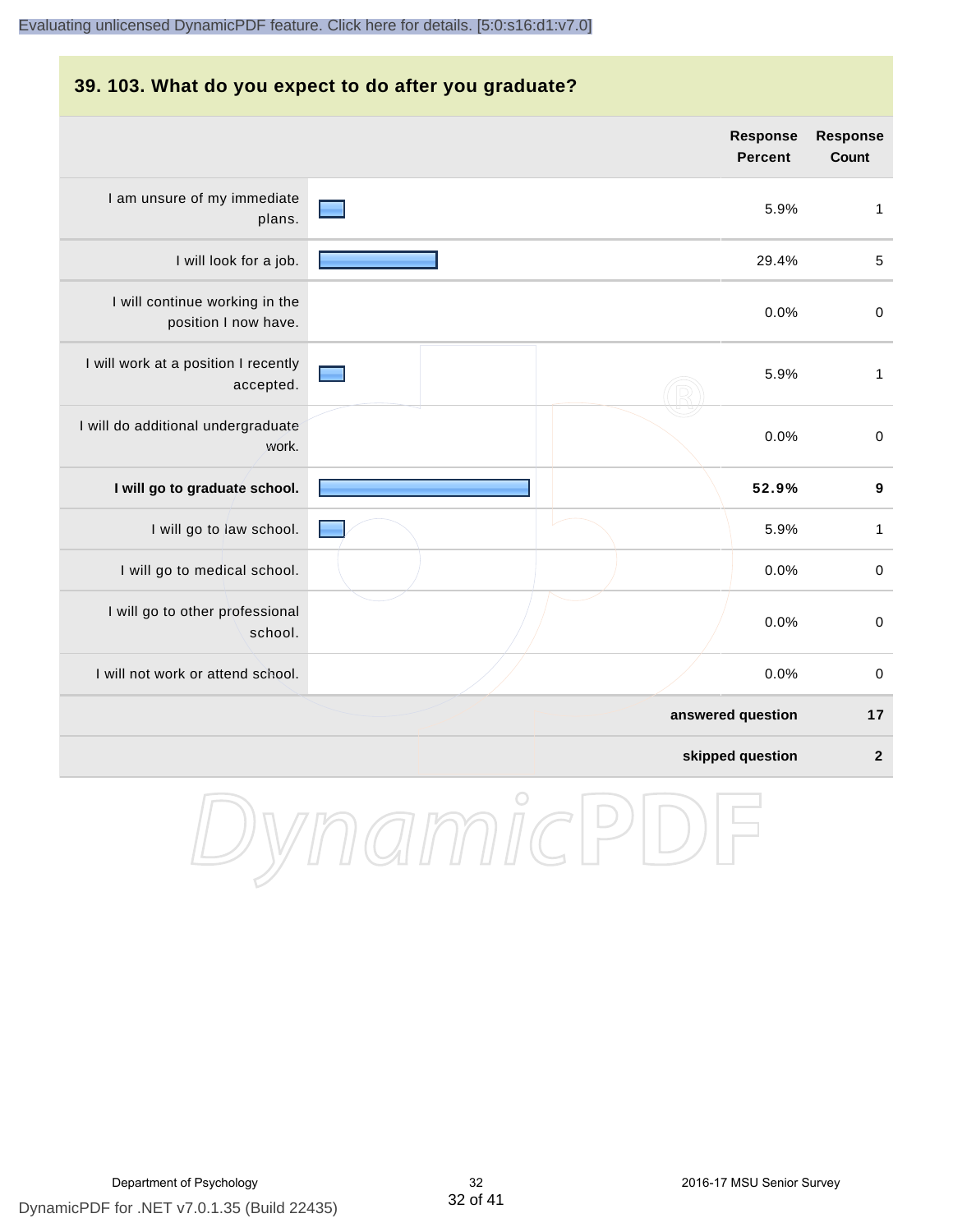## 39. 103. What do you expect to do after you graduate?

| | Response Percent | Response Count |
|---|---|---|
| I am unsure of my immediate plans. | 5.9% | 1 |
| I will look for a job. | 29.4% | 5 |
| I will continue working in the position I now have. | 0.0% | 0 |
| I will work at a position I recently accepted. | 5.9% | 1 |
| I will do additional undergraduate work. | 0.0% | 0 |
| **I will go to graduate school.** | **52.9%** | **9** |
| I will go to law school. | 5.9% | 1 |
| I will go to medical school. | 0.0% | 0 |
| I will go to other professional school. | 0.0% | 0 |
| I will not work or attend school. | 0.0% | 0 |
| | **answered question** | **17** |
| | **skipped question** | **2** |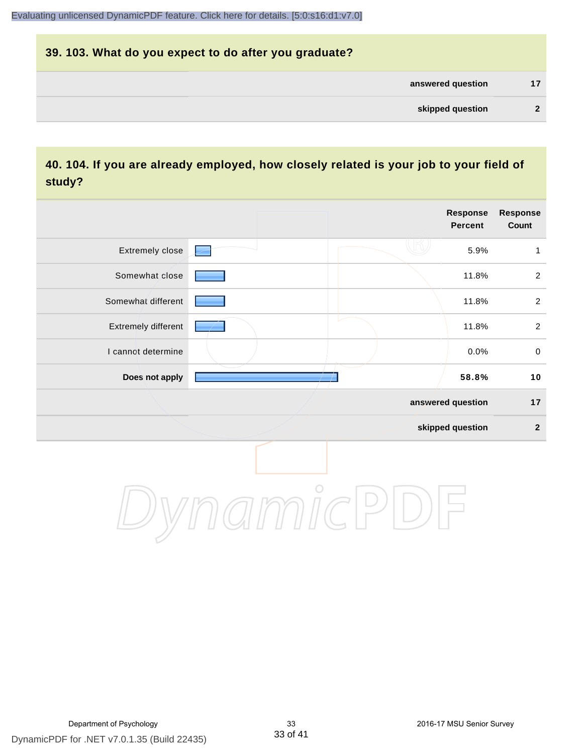## 39. 103. What do you expect to do after you graduate?

| | |
|---|---|
| **answered question** | **17** |
| **skipped question** | **2** |

## 40. 104. If you are already employed, how closely related is your job to your field of study?

| | Response Percent | Response Count |
|---|---|---|
| Extremely close | 5.9% | 1 |
| Somewhat close | 11.8% | 2 |
| Somewhat different | 11.8% | 2 |
| Extremely different | 11.8% | 2 |
| I cannot determine | 0.0% | 0 |
| **Does not apply** | **58.8%** | **10** |
| **answered question** | | **17** |
| **skipped question** | | **2** |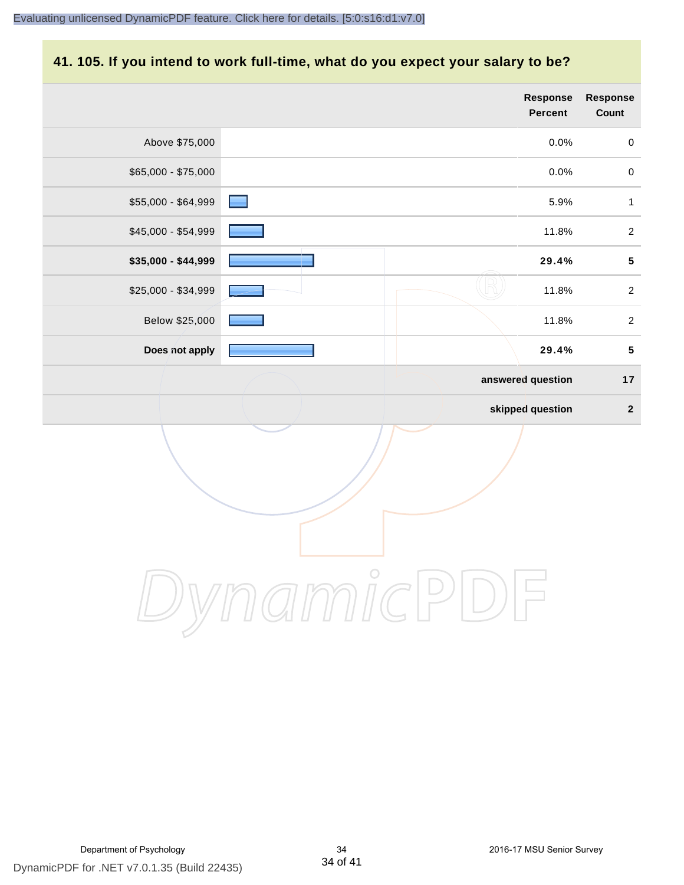## 41. 105. If you intend to work full-time, what do you expect your salary to be?

| | Response Percent | Response Count |
|---|---|---|
| Above $75,000 | 0.0% | 0 |
| $65,000 - $75,000 | 0.0% | 0 |
| $55,000 - $64,999 | 5.9% | 1 |
| $45,000 - $54,999 | 11.8% | 2 |
| **$35,000 - $44,999** | **29.4%** | **5** |
| $25,000 - $34,999 | 11.8% | 2 |
| Below $25,000 | 11.8% | 2 |
| **Does not apply** | **29.4%** | **5** |
| | **answered question** | **17** |
| | **skipped question** | **2** |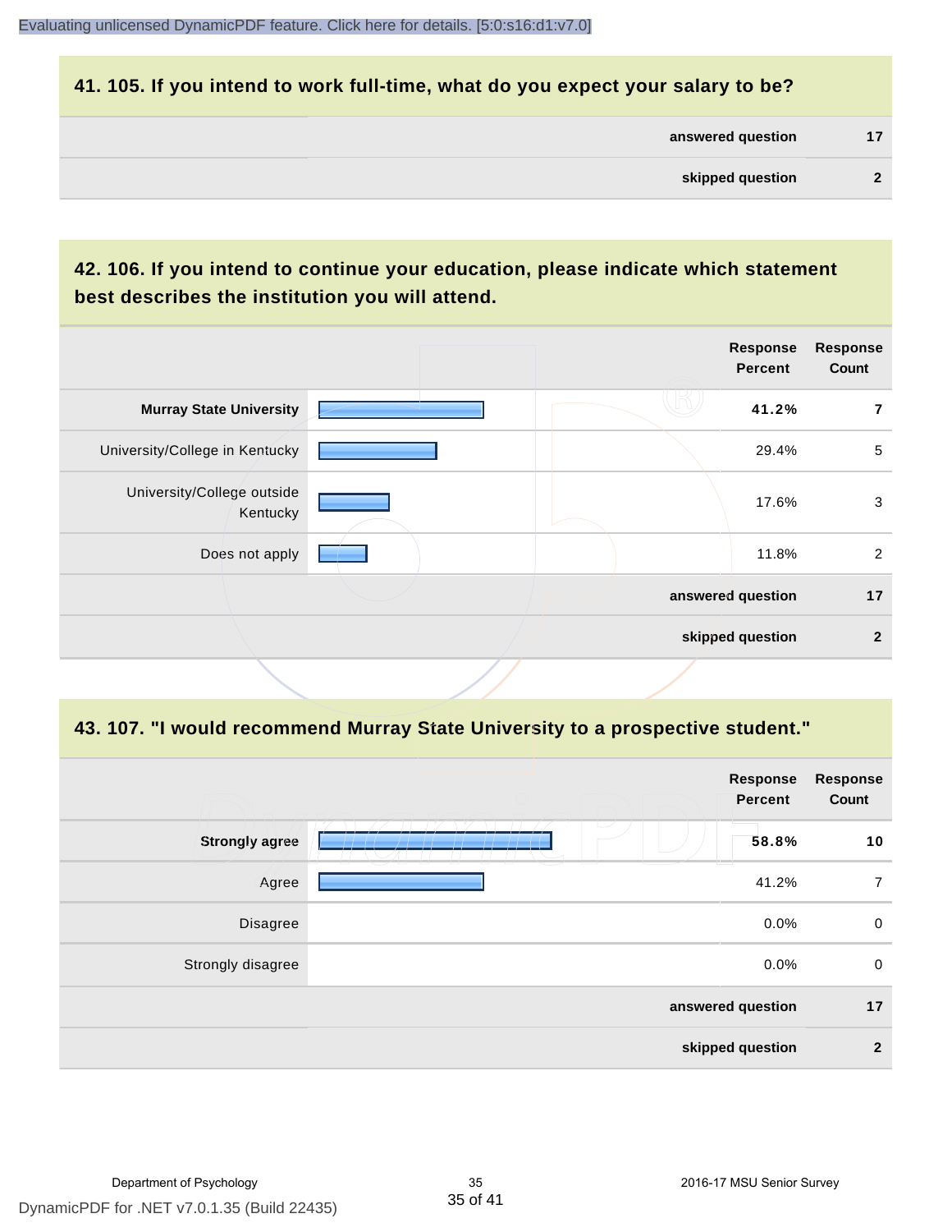## 41. 105. If you intend to work full-time, what do you expect your salary to be?

| | |
|---|---|
| **answered question** | **17** |
| **skipped question** | **2** |

## 42. 106. If you intend to continue your education, please indicate which statement best describes the institution you will attend.

| | Response Percent | Response Count |
|---|---|---|
| **Murray State University** | **41.2%** | **7** |
| University/College in Kentucky | 29.4% | 5 |
| University/College outside Kentucky | 17.6% | 3 |
| Does not apply | 11.8% | 2 |
| | **answered question** | **17** |
| | **skipped question** | **2** |

## 43. 107. "I would recommend Murray State University to a prospective student."

| | Response Percent | Response Count |
|---|---|---|
| **Strongly agree** | **58.8%** | **10** |
| Agree | 41.2% | 7 |
| Disagree | 0.0% | 0 |
| Strongly disagree | 0.0% | 0 |
| | **answered question** | **17** |
| | **skipped question** | **2** |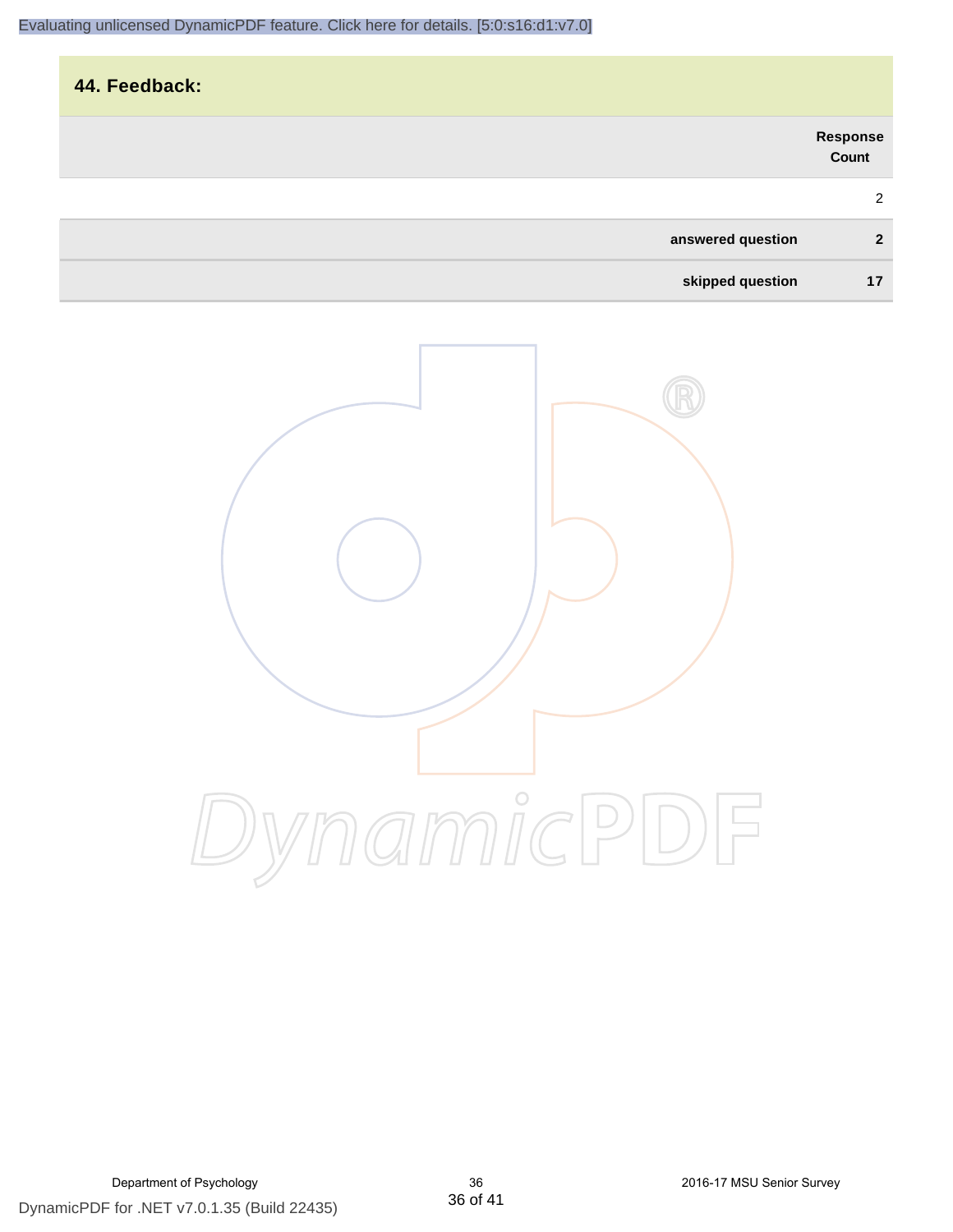## 44. Feedback:

| | Response Count |
|---|---|
| | 2 |
| answered question | 2 |
| skipped question | 17 |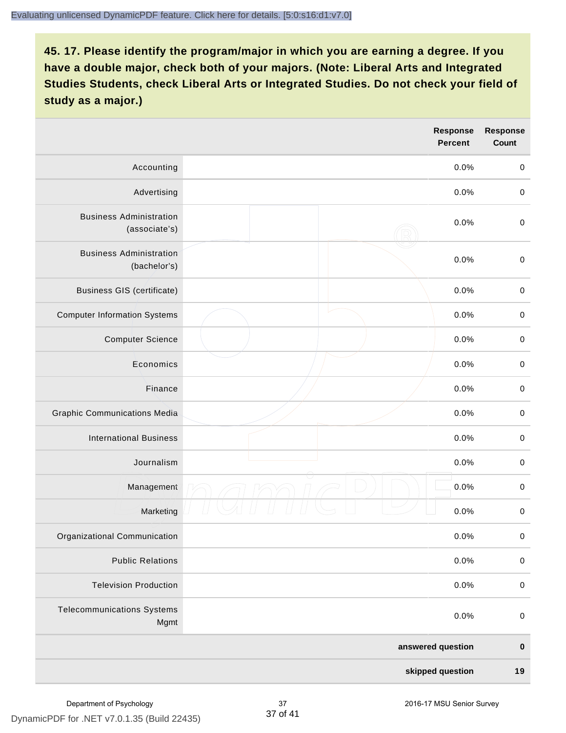## 45. 17. Please identify the program/major in which you are earning a degree. If you have a double major, check both of your majors. (Note: Liberal Arts and Integrated Studies Students, check Liberal Arts or Integrated Studies. Do not check your field of study as a major.)

| | Response Percent | Response Count |
|---|---|---|
| Accounting | 0.0% | 0 |
| Advertising | 0.0% | 0 |
| Business Administration (associate's) | 0.0% | 0 |
| Business Administration (bachelor's) | 0.0% | 0 |
| Business GIS (certificate) | 0.0% | 0 |
| Computer Information Systems | 0.0% | 0 |
| Computer Science | 0.0% | 0 |
| Economics | 0.0% | 0 |
| Finance | 0.0% | 0 |
| Graphic Communications Media | 0.0% | 0 |
| International Business | 0.0% | 0 |
| Journalism | 0.0% | 0 |
| Management | 0.0% | 0 |
| Marketing | 0.0% | 0 |
| Organizational Communication | 0.0% | 0 |
| Public Relations | 0.0% | 0 |
| Television Production | 0.0% | 0 |
| Telecommunications Systems Mgmt | 0.0% | 0 |
| | **answered question** | **0** |
| | **skipped question** | **19** |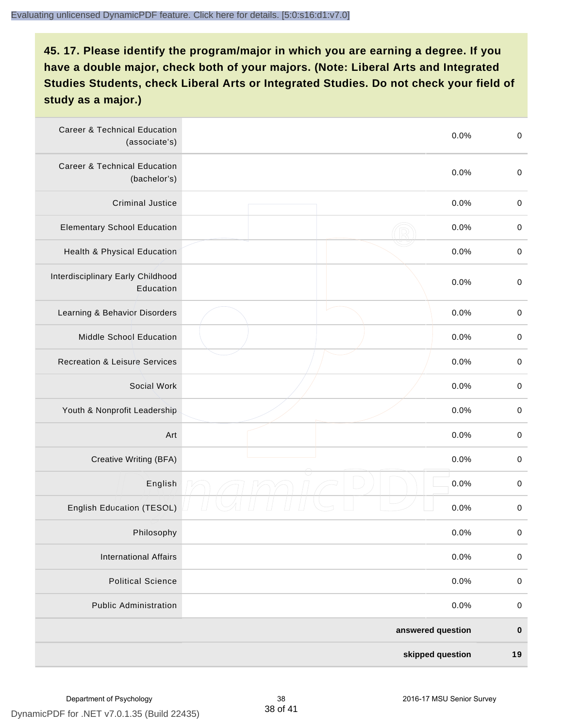## 45. 17. Please identify the program/major in which you are earning a degree. If you have a double major, check both of your majors. (Note: Liberal Arts and Integrated Studies Students, check Liberal Arts or Integrated Studies. Do not check your field of study as a major.)

| | | | |
|---|---|---|---|
| Career & Technical Education (associate's) | | 0.0% | 0 |
| Career & Technical Education (bachelor's) | | 0.0% | 0 |
| Criminal Justice | | 0.0% | 0 |
| Elementary School Education | | 0.0% | 0 |
| Health & Physical Education | | 0.0% | 0 |
| Interdisciplinary Early Childhood Education | | 0.0% | 0 |
| Learning & Behavior Disorders | | 0.0% | 0 |
| Middle School Education | | 0.0% | 0 |
| Recreation & Leisure Services | | 0.0% | 0 |
| Social Work | | 0.0% | 0 |
| Youth & Nonprofit Leadership | | 0.0% | 0 |
| Art | | 0.0% | 0 |
| Creative Writing (BFA) | | 0.0% | 0 |
| English | | 0.0% | 0 |
| English Education (TESOL) | | 0.0% | 0 |
| Philosophy | | 0.0% | 0 |
| International Affairs | | 0.0% | 0 |
| Political Science | | 0.0% | 0 |
| Public Administration | | 0.0% | 0 |
| | | **answered question** | **0** |
| | | **skipped question** | **19** |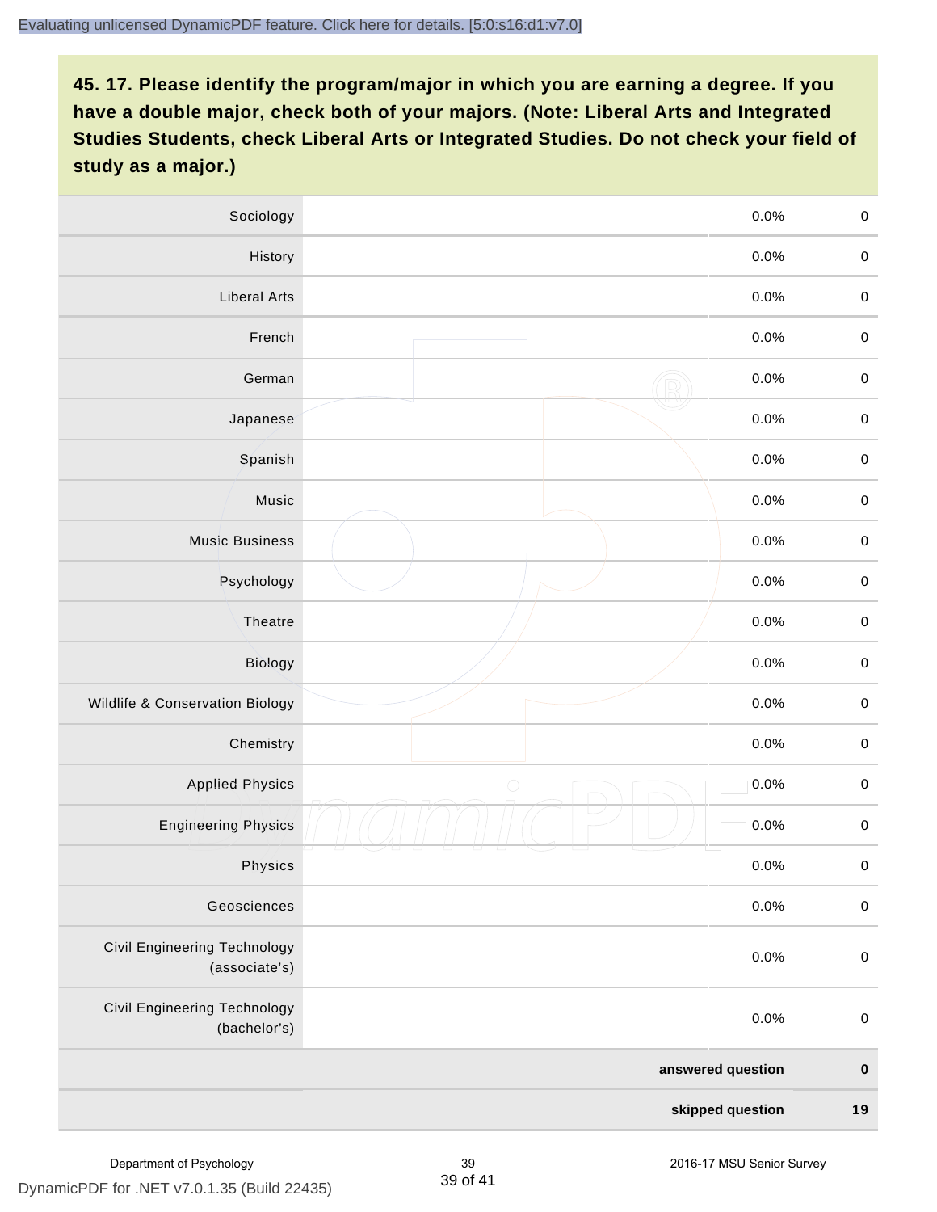## 45. 17. Please identify the program/major in which you are earning a degree. If you have a double major, check both of your majors. (Note: Liberal Arts and Integrated Studies Students, check Liberal Arts or Integrated Studies. Do not check your field of study as a major.)

| Program/Major | | Percent | Count |
|---|---|---|---|
| Sociology | | 0.0% | 0 |
| History | | 0.0% | 0 |
| Liberal Arts | | 0.0% | 0 |
| French | | 0.0% | 0 |
| German | | 0.0% | 0 |
| Japanese | | 0.0% | 0 |
| Spanish | | 0.0% | 0 |
| Music | | 0.0% | 0 |
| Music Business | | 0.0% | 0 |
| Psychology | | 0.0% | 0 |
| Theatre | | 0.0% | 0 |
| Biology | | 0.0% | 0 |
| Wildlife & Conservation Biology | | 0.0% | 0 |
| Chemistry | | 0.0% | 0 |
| Applied Physics | | 0.0% | 0 |
| Engineering Physics | | 0.0% | 0 |
| Physics | | 0.0% | 0 |
| Geosciences | | 0.0% | 0 |
| Civil Engineering Technology (associate's) | | 0.0% | 0 |
| Civil Engineering Technology (bachelor's) | | 0.0% | 0 |
| | | **answered question** | **0** |
| | | **skipped question** | **19** |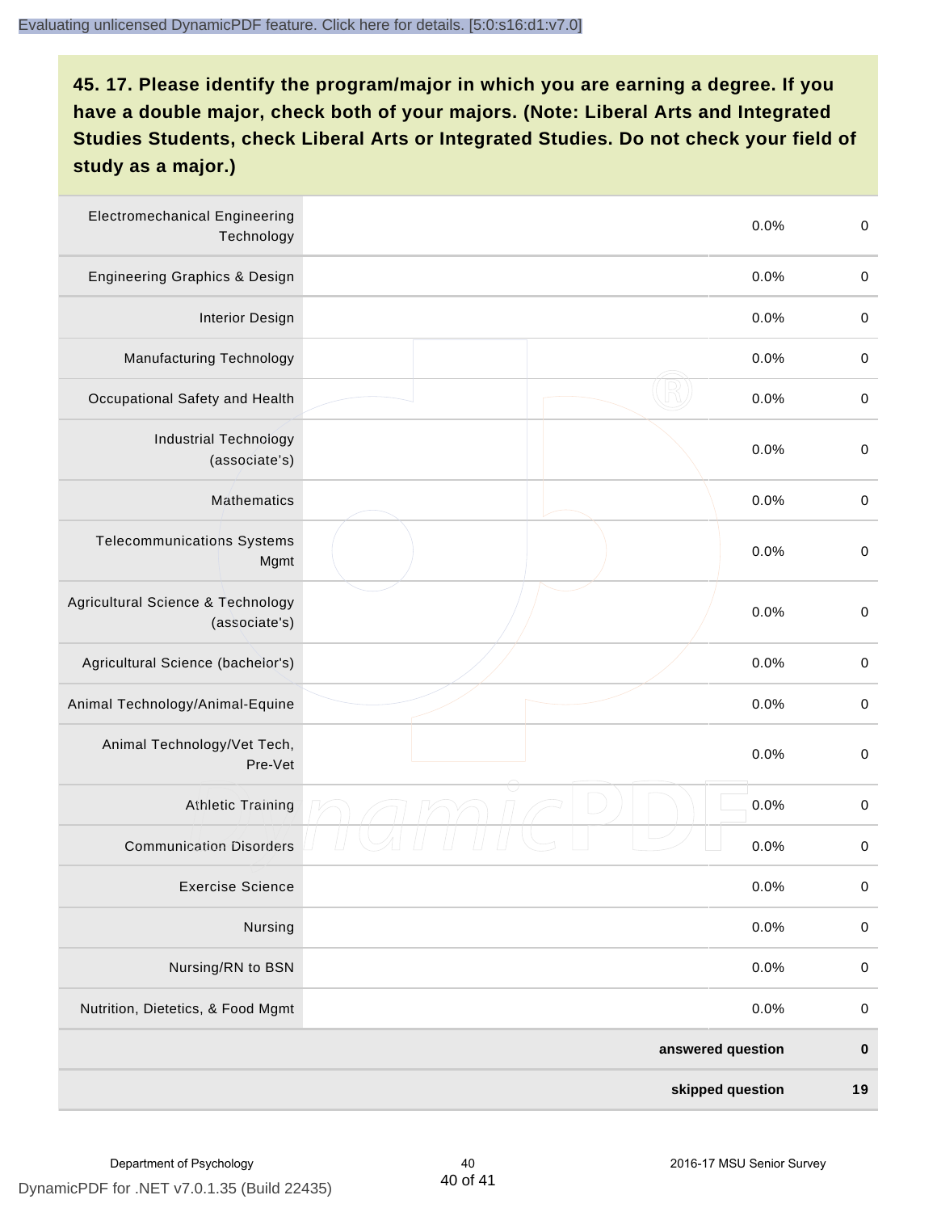### 45. 17. Please identify the program/major in which you are earning a degree. If you have a double major, check both of your majors. (Note: Liberal Arts and Integrated Studies Students, check Liberal Arts or Integrated Studies. Do not check your field of study as a major.)

| Program/Major | | Percent | Count |
|---|---|---|---|
| Electromechanical Engineering Technology | | 0.0% | 0 |
| Engineering Graphics & Design | | 0.0% | 0 |
| Interior Design | | 0.0% | 0 |
| Manufacturing Technology | | 0.0% | 0 |
| Occupational Safety and Health | | 0.0% | 0 |
| Industrial Technology (associate's) | | 0.0% | 0 |
| Mathematics | | 0.0% | 0 |
| Telecommunications Systems Mgmt | | 0.0% | 0 |
| Agricultural Science & Technology (associate's) | | 0.0% | 0 |
| Agricultural Science (bachelor's) | | 0.0% | 0 |
| Animal Technology/Animal-Equine | | 0.0% | 0 |
| Animal Technology/Vet Tech, Pre-Vet | | 0.0% | 0 |
| Athletic Training | | 0.0% | 0 |
| Communication Disorders | | 0.0% | 0 |
| Exercise Science | | 0.0% | 0 |
| Nursing | | 0.0% | 0 |
| Nursing/RN to BSN | | 0.0% | 0 |
| Nutrition, Dietetics, & Food Mgmt | | 0.0% | 0 |
| | | **answered question** | **0** |
| | | **skipped question** | **19** |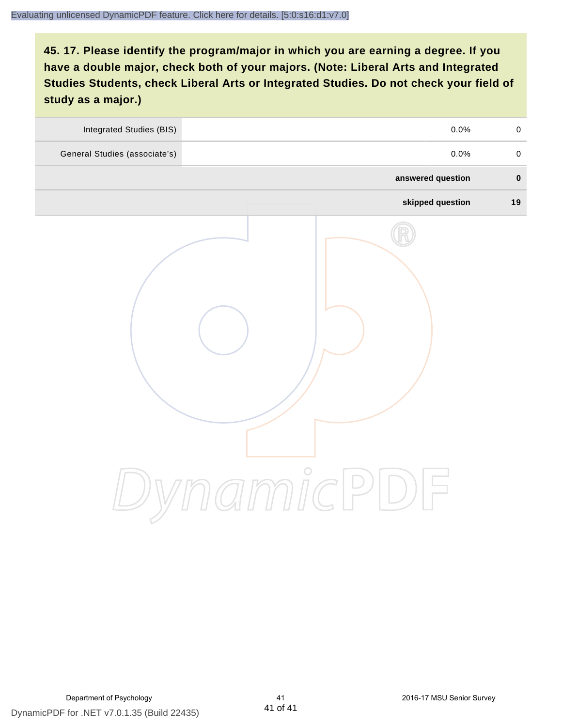**45. 17. Please identify the program/major in which you are earning a degree. If you have a double major, check both of your majors. (Note: Liberal Arts and Integrated Studies Students, check Liberal Arts or Integrated Studies. Do not check your field of study as a major.)**

| | | | |
|---|---|---|---|
| Integrated Studies (BIS) | | 0.0% | 0 |
| General Studies (associate's) | | 0.0% | 0 |
| | | **answered question** | **0** |
| | | **skipped question** | **19** |